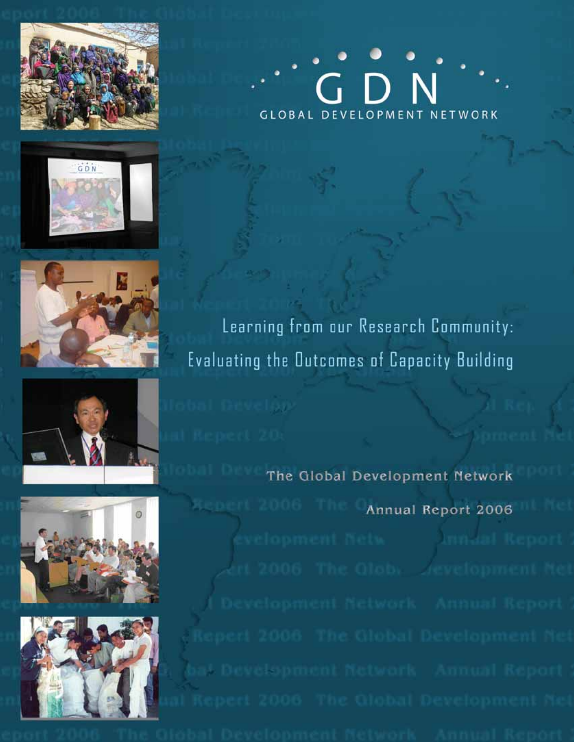# GDN

GLOBAL DEVELOPMENT NETWORK

## Learning from our Research Community: Evaluating the Outcomes of Capacity Building

The Global Development Network

Annual Report 2006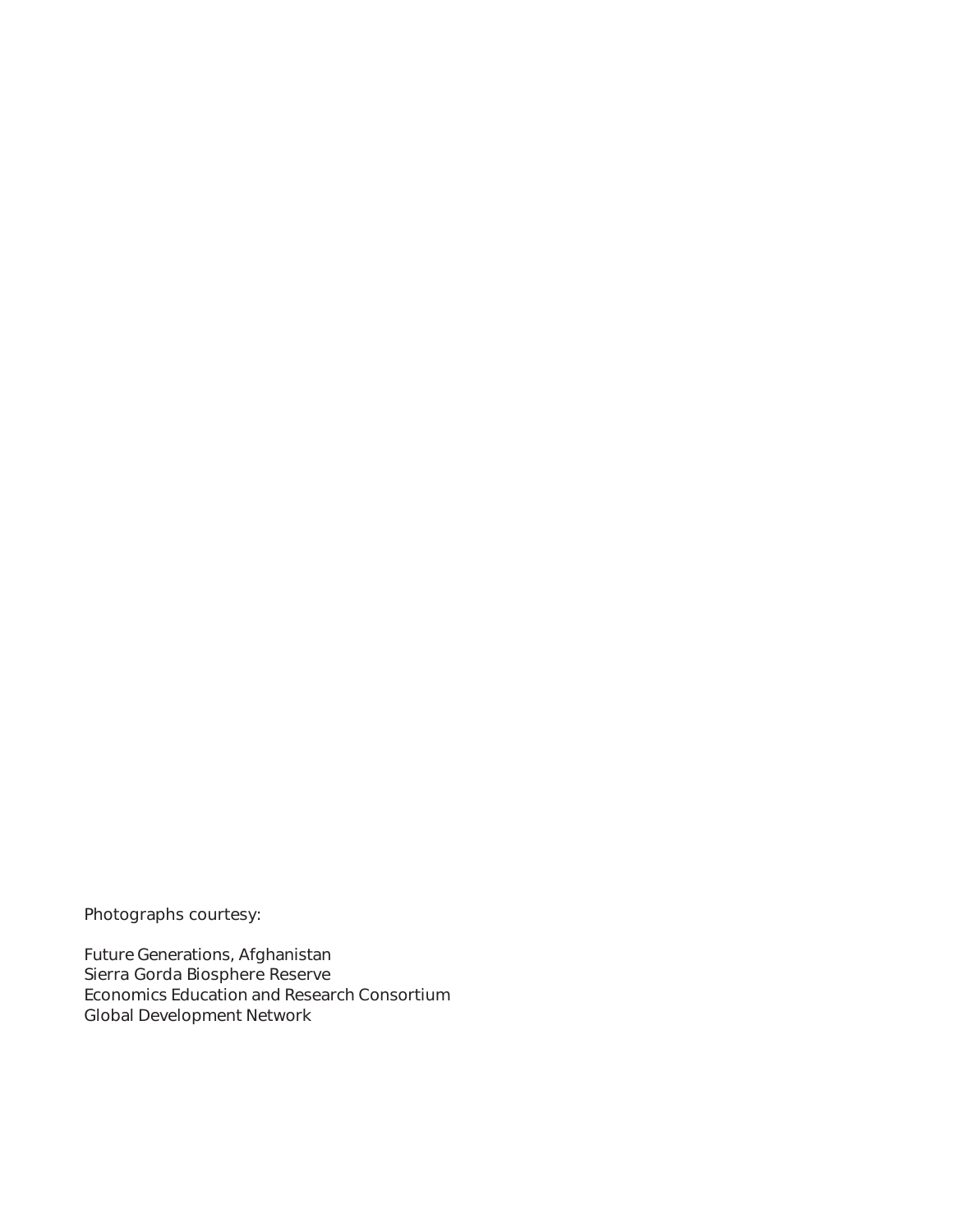Photographs courtesy:

Future Generations, Afghanistan
Sierra Gorda Biosphere Reserve
Economics Education and Research Consortium
Global Development Network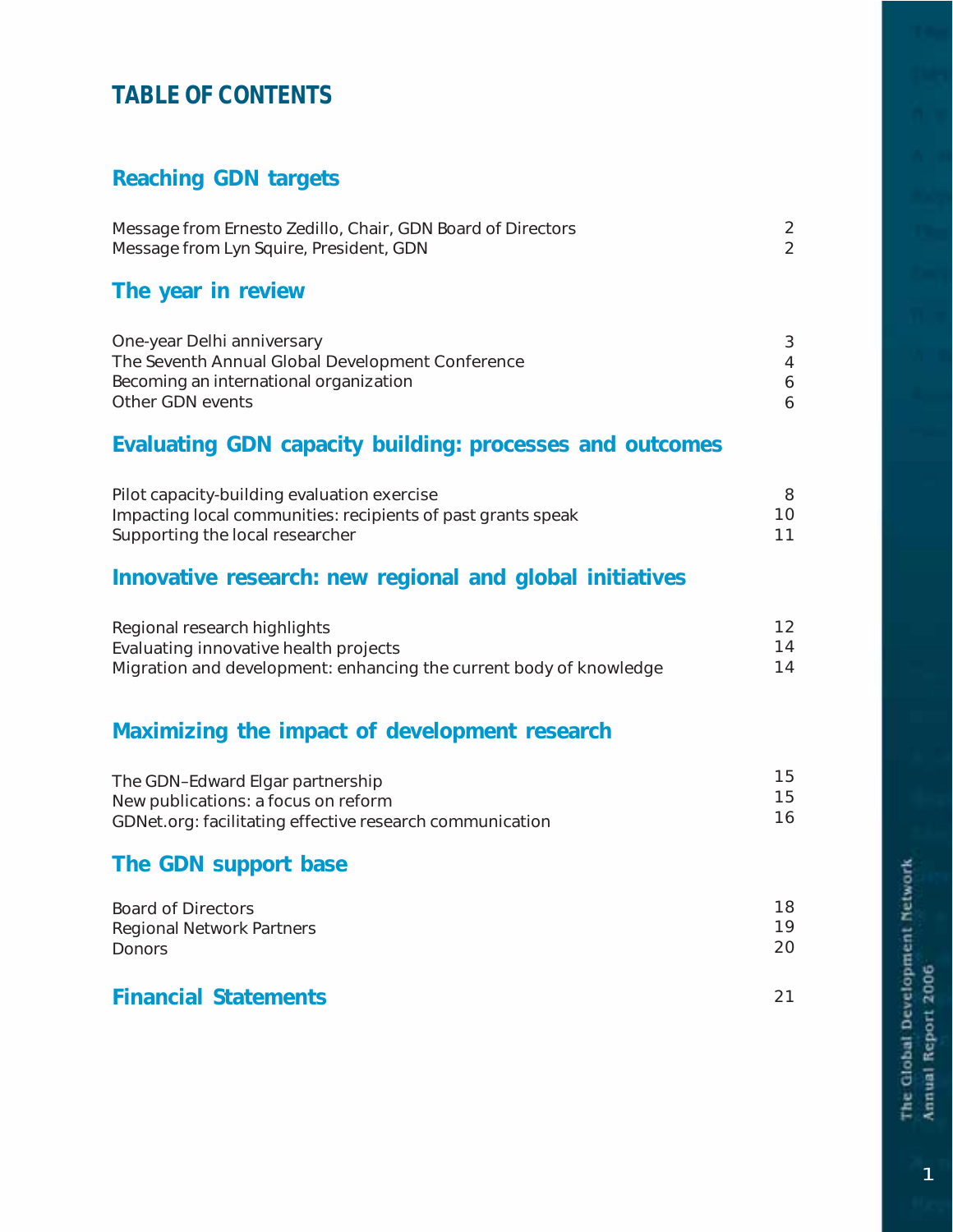# TABLE OF CONTENTS

## Reaching GDN targets

| | |
|---|---|
| Message from Ernesto Zedillo, Chair, GDN Board of Directors | 2 |
| Message from Lyn Squire, President, GDN | 2 |

## The year in review

| | |
|---|---|
| One-year Delhi anniversary | 3 |
| The Seventh Annual Global Development Conference | 4 |
| Becoming an international organization | 6 |
| Other GDN events | 6 |

## Evaluating GDN capacity building: processes and outcomes

| | |
|---|---|
| Pilot capacity-building evaluation exercise | 8 |
| Impacting local communities: recipients of past grants speak | 10 |
| Supporting the local researcher | 11 |

## Innovative research: new regional and global initiatives

| | |
|---|---|
| Regional research highlights | 12 |
| Evaluating innovative health projects | 14 |
| Migration and development: enhancing the current body of knowledge | 14 |

## Maximizing the impact of development research

| | |
|---|---|
| The GDN–Edward Elgar partnership | 15 |
| New publications: a focus on reform | 15 |
| GDNet.org: facilitating effective research communication | 16 |

## The GDN support base

| | |
|---|---|
| Board of Directors | 18 |
| Regional Network Partners | 19 |
| Donors | 20 |

## Financial Statements 21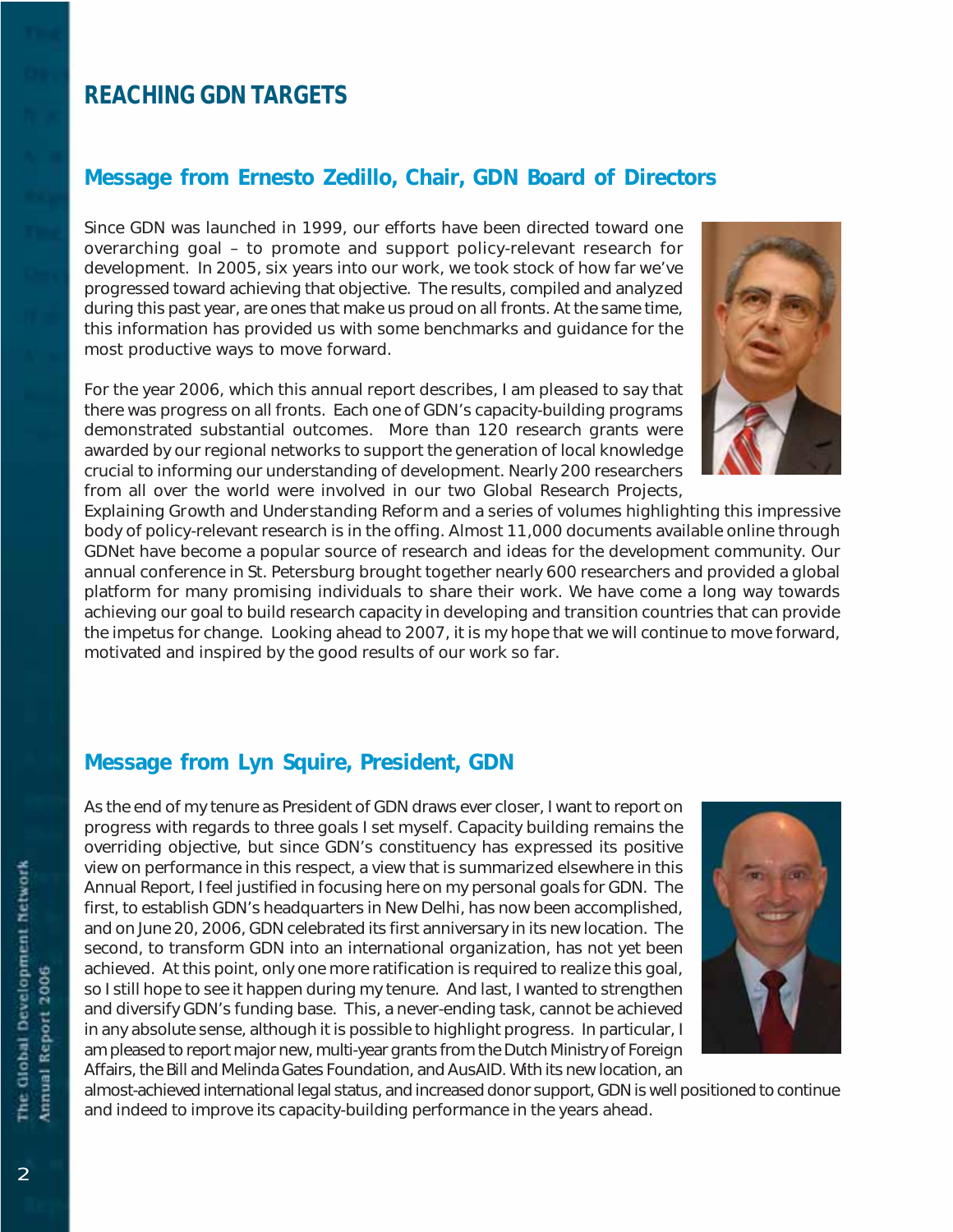# REACHING GDN TARGETS

## Message from Ernesto Zedillo, Chair, GDN Board of Directors

Since GDN was launched in 1999, our efforts have been directed toward one overarching goal – to promote and support policy-relevant research for development. In 2005, six years into our work, we took stock of how far we've progressed toward achieving that objective. The results, compiled and analyzed during this past year, are ones that make us proud on all fronts. At the same time, this information has provided us with some benchmarks and guidance for the most productive ways to move forward.

For the year 2006, which this annual report describes, I am pleased to say that there was progress on all fronts. Each one of GDN's capacity-building programs demonstrated substantial outcomes. More than 120 research grants were awarded by our regional networks to support the generation of local knowledge crucial to informing our understanding of development. Nearly 200 researchers from all over the world were involved in our two Global Research Projects, Explaining Growth and Understanding Reform and a series of volumes highlighting this impressive body of policy-relevant research is in the offing. Almost 11,000 documents available online through GDNet have become a popular source of research and ideas for the development community. Our annual conference in St. Petersburg brought together nearly 600 researchers and provided a global platform for many promising individuals to share their work. We have come a long way towards achieving our goal to build research capacity in developing and transition countries that can provide the impetus for change. Looking ahead to 2007, it is my hope that we will continue to move forward, motivated and inspired by the good results of our work so far.

## Message from Lyn Squire, President, GDN

As the end of my tenure as President of GDN draws ever closer, I want to report on progress with regards to three goals I set myself. Capacity building remains the overriding objective, but since GDN's constituency has expressed its positive view on performance in this respect, a view that is summarized elsewhere in this Annual Report, I feel justified in focusing here on my personal goals for GDN. The first, to establish GDN's headquarters in New Delhi, has now been accomplished, and on June 20, 2006, GDN celebrated its first anniversary in its new location. The second, to transform GDN into an international organization, has not yet been achieved. At this point, only one more ratification is required to realize this goal, so I still hope to see it happen during my tenure. And last, I wanted to strengthen and diversify GDN's funding base. This, a never-ending task, cannot be achieved in any absolute sense, although it is possible to highlight progress. In particular, I am pleased to report major new, multi-year grants from the Dutch Ministry of Foreign Affairs, the Bill and Melinda Gates Foundation, and AusAID. With its new location, an almost-achieved international legal status, and increased donor support, GDN is well positioned to continue and indeed to improve its capacity-building performance in the years ahead.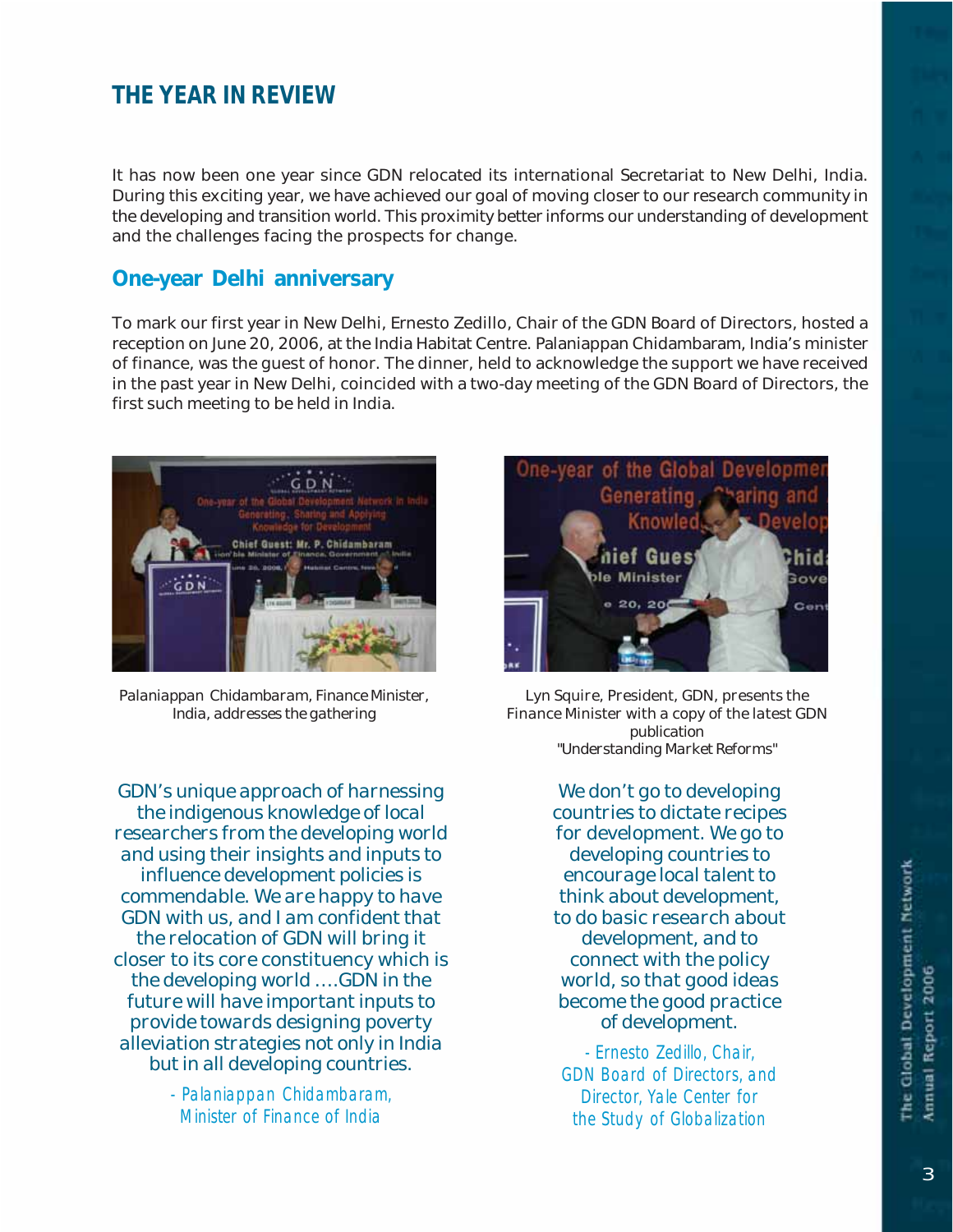# THE YEAR IN REVIEW

It has now been one year since GDN relocated its international Secretariat to New Delhi, India. During this exciting year, we have achieved our goal of moving closer to our research community in the developing and transition world. This proximity better informs our understanding of development and the challenges facing the prospects for change.

## One-year Delhi anniversary

To mark our first year in New Delhi, Ernesto Zedillo, Chair of the GDN Board of Directors, hosted a reception on June 20, 2006, at the India Habitat Centre. Palaniappan Chidambaram, India's minister of finance, was the guest of honor. The dinner, held to acknowledge the support we have received in the past year in New Delhi, coincided with a two-day meeting of the GDN Board of Directors, the first such meeting to be held in India.

Palaniappan Chidambaram, Finance Minister, India, addresses the gathering

Lyn Squire, President, GDN, presents the Finance Minister with a copy of the latest GDN publication "Understanding Market Reforms"

GDN's unique approach of harnessing the indigenous knowledge of local researchers from the developing world and using their insights and inputs to influence development policies is commendable. We are happy to have GDN with us, and I am confident that the relocation of GDN will bring it closer to its core constituency which is the developing world ....GDN in the future will have important inputs to provide towards designing poverty alleviation strategies not only in India but in all developing countries.

*- Palaniappan Chidambaram, Minister of Finance of India*

We don't go to developing countries to dictate recipes for development. We go to developing countries to encourage local talent to think about development, to do basic research about development, and to connect with the policy world, so that good ideas become the good practice of development.

*- Ernesto Zedillo, Chair, GDN Board of Directors, and Director, Yale Center for the Study of Globalization*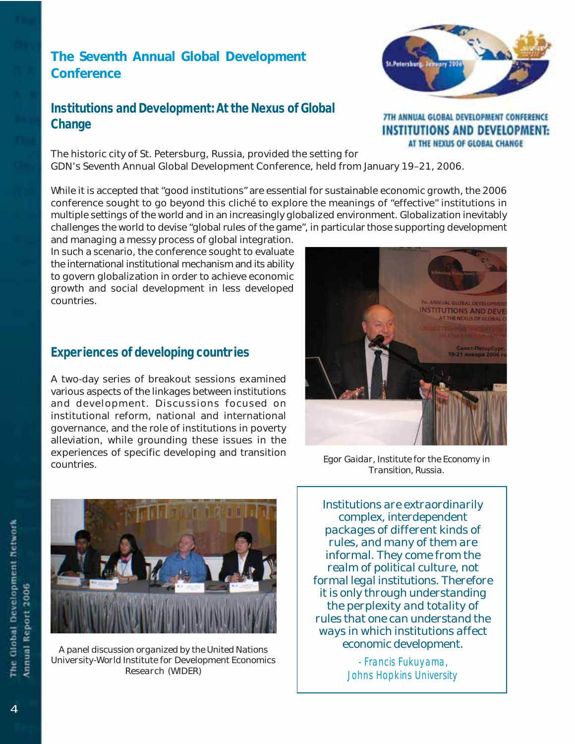## The Seventh Annual Global Development Conference

### Institutions and Development: At the Nexus of Global Change

The historic city of St. Petersburg, Russia, provided the setting for GDN's Seventh Annual Global Development Conference, held from January 19–21, 2006.

While it is accepted that "good institutions" are essential for sustainable economic growth, the 2006 conference sought to go beyond this cliché to explore the meanings of "effective" institutions in multiple settings of the world and in an increasingly globalized environment. Globalization inevitably challenges the world to devise "global rules of the game", in particular those supporting development and managing a messy process of global integration. In such a scenario, the conference sought to evaluate the international institutional mechanism and its ability to govern globalization in order to achieve economic growth and social development in less developed countries.

Egor Gaidar, Institute for the Economy in Transition, Russia.

### Experiences of developing countries

A two-day series of breakout sessions examined various aspects of the linkages between institutions and development. Discussions focused on institutional reform, national and international governance, and the role of institutions in poverty alleviation, while grounding these issues in the experiences of specific developing and transition countries.

A panel discussion organized by the United Nations University-World Institute for Development Economics Research (WIDER)

> Institutions are extraordinarily complex, interdependent packages of different kinds of rules, and many of them are informal. They come from the realm of political culture, not formal legal institutions. Therefore it is only through understanding the perplexity and totality of rules that one can understand the ways in which institutions affect economic development.
>
> *- Francis Fukuyama, Johns Hopkins University*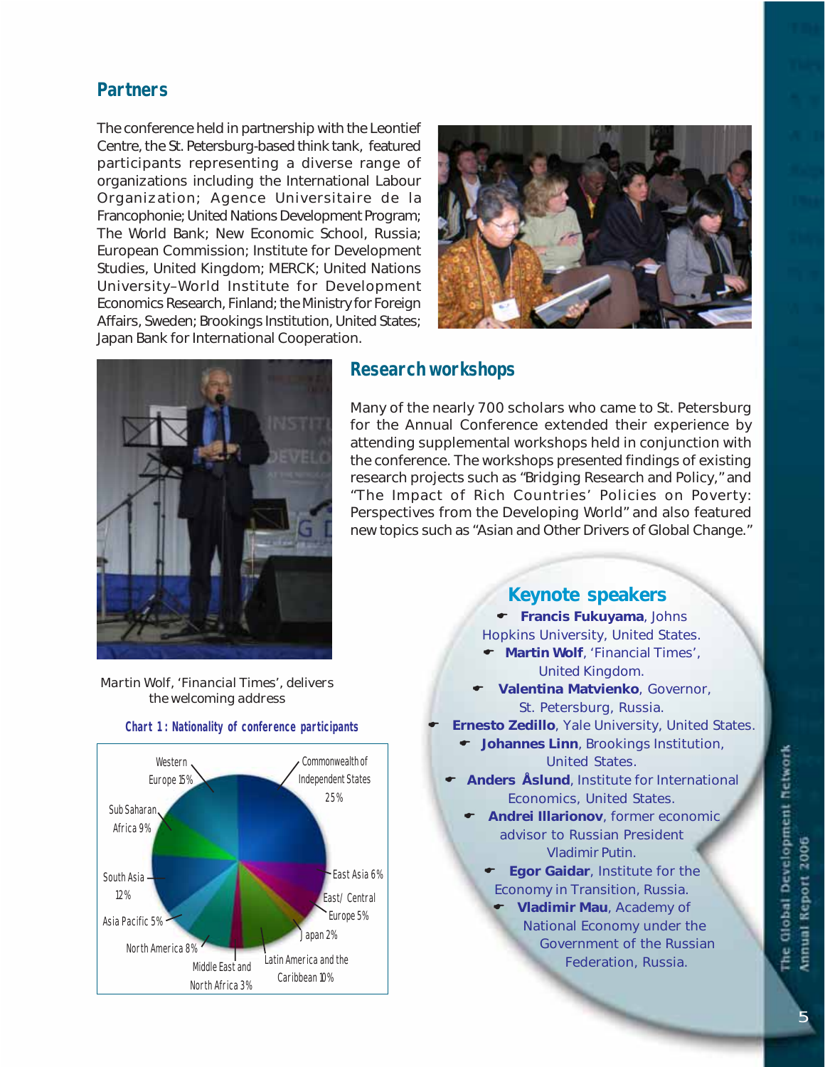## Partners

The conference held in partnership with the Leontief Centre, the St. Petersburg-based think tank, featured participants representing a diverse range of organizations including the International Labour Organization; Agence Universitaire de la Francophonie; United Nations Development Program; The World Bank; New Economic School, Russia; European Commission; Institute for Development Studies, United Kingdom; MERCK; United Nations University–World Institute for Development Economics Research, Finland; the Ministry for Foreign Affairs, Sweden; Brookings Institution, United States; Japan Bank for International Cooperation.

## Research workshops

Many of the nearly 700 scholars who came to St. Petersburg for the Annual Conference extended their experience by attending supplemental workshops held in conjunction with the conference. The workshops presented findings of existing research projects such as "Bridging Research and Policy," and "The Impact of Rich Countries' Policies on Poverty: Perspectives from the Developing World" and also featured new topics such as "Asian and Other Drivers of Global Change."

Martin Wolf, 'Financial Times', delivers the welcoming address

**Chart 1: Nationality of conference participants**

- Commonwealth of Independent States 25%
- Western Europe 15%
- South Asia 12%
- Latin America and the Caribbean 10%
- Sub Saharan Africa 9%
- North America 8%
- East Asia 6%
- East/ Central Europe 5%
- Asia Pacific 5%
- Middle East and North Africa 3%
- Japan 2%

## Keynote speakers

- **Francis Fukuyama**, Johns Hopkins University, United States.
- **Martin Wolf**, 'Financial Times', United Kingdom.
- **Valentina Matvienko**, Governor, St. Petersburg, Russia.
- **Ernesto Zedillo**, Yale University, United States.
- **Johannes Linn**, Brookings Institution, United States.
- **Anders Åslund**, Institute for International Economics, United States.
- **Andrei Illarionov**, former economic advisor to Russian President Vladimir Putin.
- **Egor Gaidar**, Institute for the Economy in Transition, Russia.
- **Vladimir Mau**, Academy of National Economy under the Government of the Russian Federation, Russia.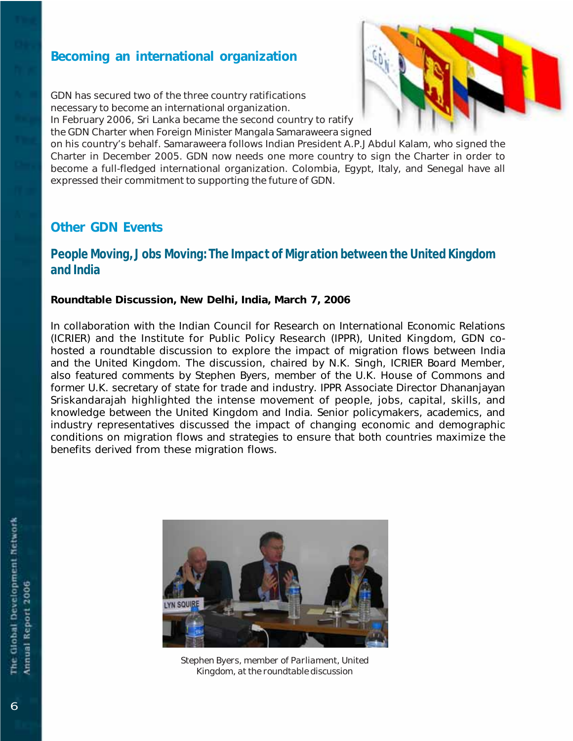## Becoming an international organization

GDN has secured two of the three country ratifications necessary to become an international organization. In February 2006, Sri Lanka became the second country to ratify the GDN Charter when Foreign Minister Mangala Samaraweera signed on his country's behalf. Samaraweera follows Indian President A.P.J Abdul Kalam, who signed the Charter in December 2005. GDN now needs one more country to sign the Charter in order to become a full-fledged international organization. Colombia, Egypt, Italy, and Senegal have all expressed their commitment to supporting the future of GDN.

## Other GDN Events

### People Moving, Jobs Moving: The Impact of Migration between the United Kingdom and India

**Roundtable Discussion, New Delhi, India, March 7, 2006**

In collaboration with the Indian Council for Research on International Economic Relations (ICRIER) and the Institute for Public Policy Research (IPPR), United Kingdom, GDN co-hosted a roundtable discussion to explore the impact of migration flows between India and the United Kingdom. The discussion, chaired by N.K. Singh, ICRIER Board Member, also featured comments by Stephen Byers, member of the U.K. House of Commons and former U.K. secretary of state for trade and industry. IPPR Associate Director Dhananjayan Sriskandarajah highlighted the intense movement of people, jobs, capital, skills, and knowledge between the United Kingdom and India. Senior policymakers, academics, and industry representatives discussed the impact of changing economic and demographic conditions on migration flows and strategies to ensure that both countries maximize the benefits derived from these migration flows.

Stephen Byers, member of Parliament, United Kingdom, at the roundtable discussion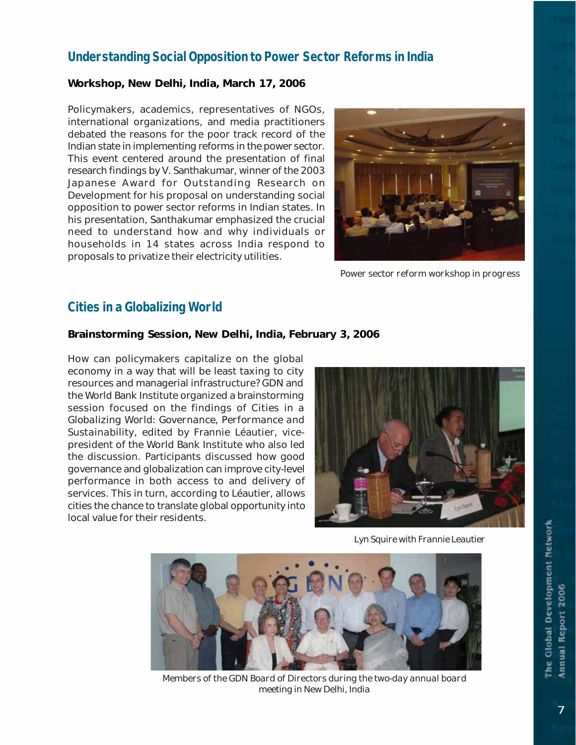## Understanding Social Opposition to Power Sector Reforms in India

**Workshop, New Delhi, India, March 17, 2006**

Policymakers, academics, representatives of NGOs, international organizations, and media practitioners debated the reasons for the poor track record of the Indian state in implementing reforms in the power sector. This event centered around the presentation of final research findings by V. Santhakumar, winner of the 2003 Japanese Award for Outstanding Research on Development for his proposal on understanding social opposition to power sector reforms in Indian states. In his presentation, Santhakumar emphasized the crucial need to understand how and why individuals or households in 14 states across India respond to proposals to privatize their electricity utilities.

Power sector reform workshop in progress

## Cities in a Globalizing World

**Brainstorming Session, New Delhi, India, February 3, 2006**

How can policymakers capitalize on the global economy in a way that will be least taxing to city resources and managerial infrastructure? GDN and the World Bank Institute organized a brainstorming session focused on the findings of Cities in a Globalizing World: Governance, Performance and Sustainability, edited by Frannie Léautier, vice-president of the World Bank Institute who also led the discussion. Participants discussed how good governance and globalization can improve city-level performance in both access to and delivery of services. This in turn, according to Léautier, allows cities the chance to translate global opportunity into local value for their residents.

Lyn Squire with Frannie Leautier

Members of the GDN Board of Directors during the two-day annual board meeting in New Delhi, India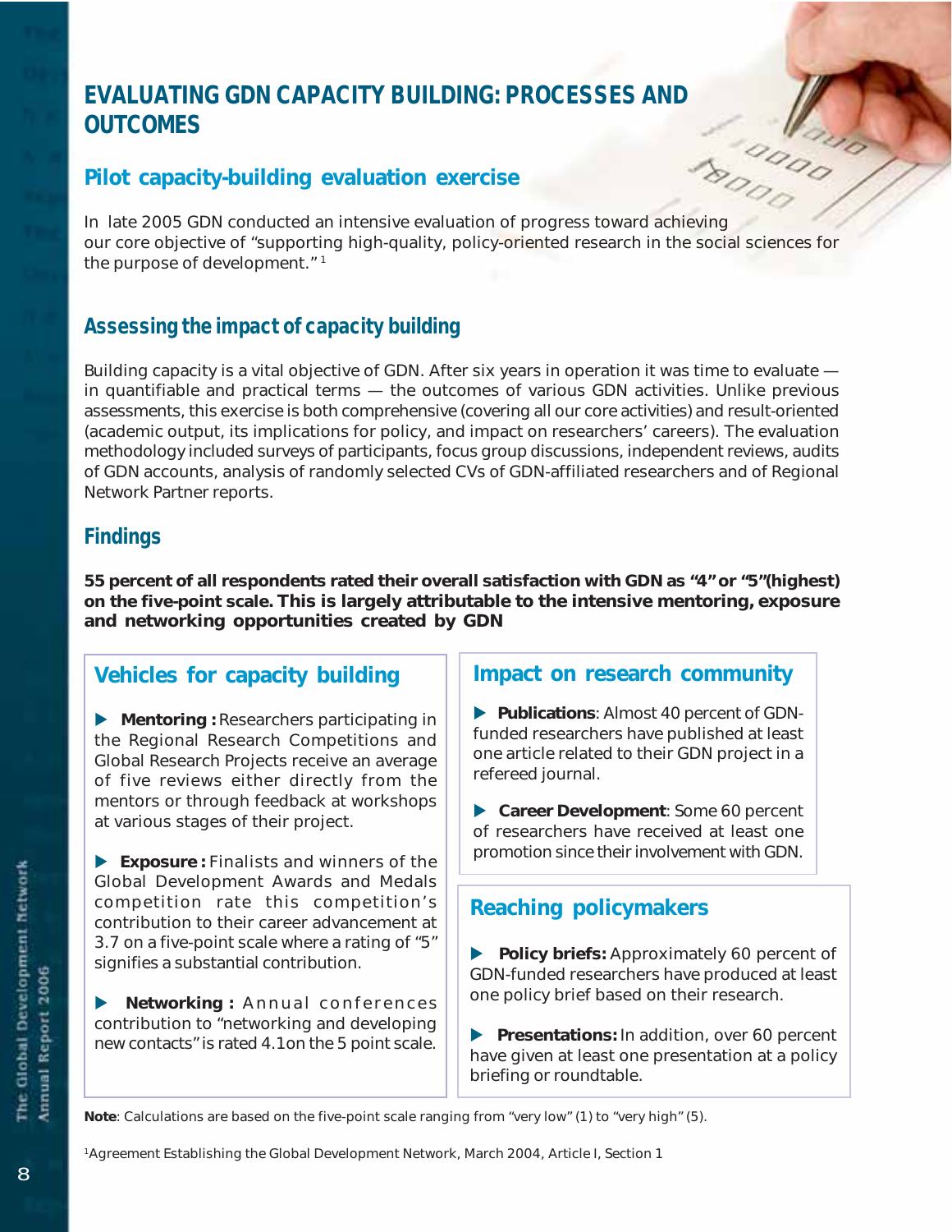# EVALUATING GDN CAPACITY BUILDING: PROCESSES AND OUTCOMES

## Pilot capacity-building evaluation exercise

In late 2005 GDN conducted an intensive evaluation of progress toward achieving our core objective of "supporting high-quality, policy-oriented research in the social sciences for the purpose of development." [1]

## Assessing the impact of capacity building

Building capacity is a vital objective of GDN. After six years in operation it was time to evaluate — in quantifiable and practical terms — the outcomes of various GDN activities. Unlike previous assessments, this exercise is both comprehensive (covering all our core activities) and result-oriented (academic output, its implications for policy, and impact on researchers' careers). The evaluation methodology included surveys of participants, focus group discussions, independent reviews, audits of GDN accounts, analysis of randomly selected CVs of GDN-affiliated researchers and of Regional Network Partner reports.

## Findings

**55 percent of all respondents rated their overall satisfaction with GDN as "4" or "5"(highest) on the five-point scale. This is largely attributable to the intensive mentoring, exposure and networking opportunities created by GDN**

### Vehicles for capacity building

- **Mentoring :** Researchers participating in the Regional Research Competitions and Global Research Projects receive an average of five reviews either directly from the mentors or through feedback at workshops at various stages of their project.

- **Exposure :** Finalists and winners of the Global Development Awards and Medals competition rate this competition's contribution to their career advancement at 3.7 on a five-point scale where a rating of "5" signifies a substantial contribution.

- **Networking :** Annual conferences contribution to "networking and developing new contacts" is rated 4.1on the 5 point scale.

### Impact on research community

- **Publications**: Almost 40 percent of GDN-funded researchers have published at least one article related to their GDN project in a refereed journal.

- **Career Development**: Some 60 percent of researchers have received at least one promotion since their involvement with GDN.

### Reaching policymakers

- **Policy briefs:** Approximately 60 percent of GDN-funded researchers have produced at least one policy brief based on their research.

- **Presentations:** In addition, over 60 percent have given at least one presentation at a policy briefing or roundtable.

**Note**: Calculations are based on the five-point scale ranging from "very low" (1) to "very high" (5).

[1] Agreement Establishing the Global Development Network, March 2004, Article I, Section 1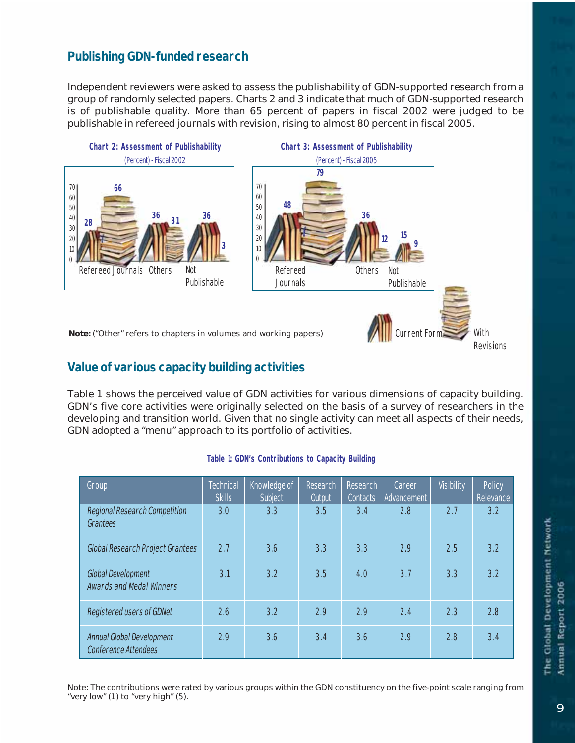## Publishing GDN-funded research

Independent reviewers were asked to assess the publishability of GDN-supported research from a group of randomly selected papers. Charts 2 and 3 indicate that much of GDN-supported research is of publishable quality. More than 65 percent of papers in fiscal 2002 were judged to be publishable in refereed journals with revision, rising to almost 80 percent in fiscal 2005.

**Chart 2: Assessment of Publishability**

(Percent) - Fiscal 2002

| | Current Form | With Revisions |
|---|---|---|
| Refereed Journals | 28 | 66 |
| Others | 36 | 31 |
| Not Publishable | 36 | 3 |

**Chart 3: Assessment of Publishability**

(Percent) - Fiscal 2005

| | Current Form | With Revisions |
|---|---|---|
| Refereed Journals | 48 | 79 |
| Others | 36 | 12 |
| Not Publishable | 15 | 9 |

**Note:** ("Other" refers to chapters in volumes and working papers)

## Value of various capacity building activities

Table 1 shows the perceived value of GDN activities for various dimensions of capacity building. GDN's five core activities were originally selected on the basis of a survey of researchers in the developing and transition world. Given that no single activity can meet all aspects of their needs, GDN adopted a "menu" approach to its portfolio of activities.

**Table 1: GDN's Contributions to Capacity Building**

| Group | Technical Skills | Knowledge of Subject | Research Output | Research Contacts | Career Advancement | Visibility | Policy Relevance |
|---|---|---|---|---|---|---|---|
| *Regional Research Competition Grantees* | 3.0 | 3.3 | 3.5 | 3.4 | 2.8 | 2.7 | 3.2 |
| *Global Research Project Grantees* | 2.7 | 3.6 | 3.3 | 3.3 | 2.9 | 2.5 | 3.2 |
| *Global Development Awards and Medal Winners* | 3.1 | 3.2 | 3.5 | 4.0 | 3.7 | 3.3 | 3.2 |
| *Registered users of GDNet* | 2.6 | 3.2 | 2.9 | 2.9 | 2.4 | 2.3 | 2.8 |
| *Annual Global Development Conference Attendees* | 2.9 | 3.6 | 3.4 | 3.6 | 2.9 | 2.8 | 3.4 |

Note: The contributions were rated by various groups within the GDN constituency on the five-point scale ranging from "very low" (1) to "very high" (5).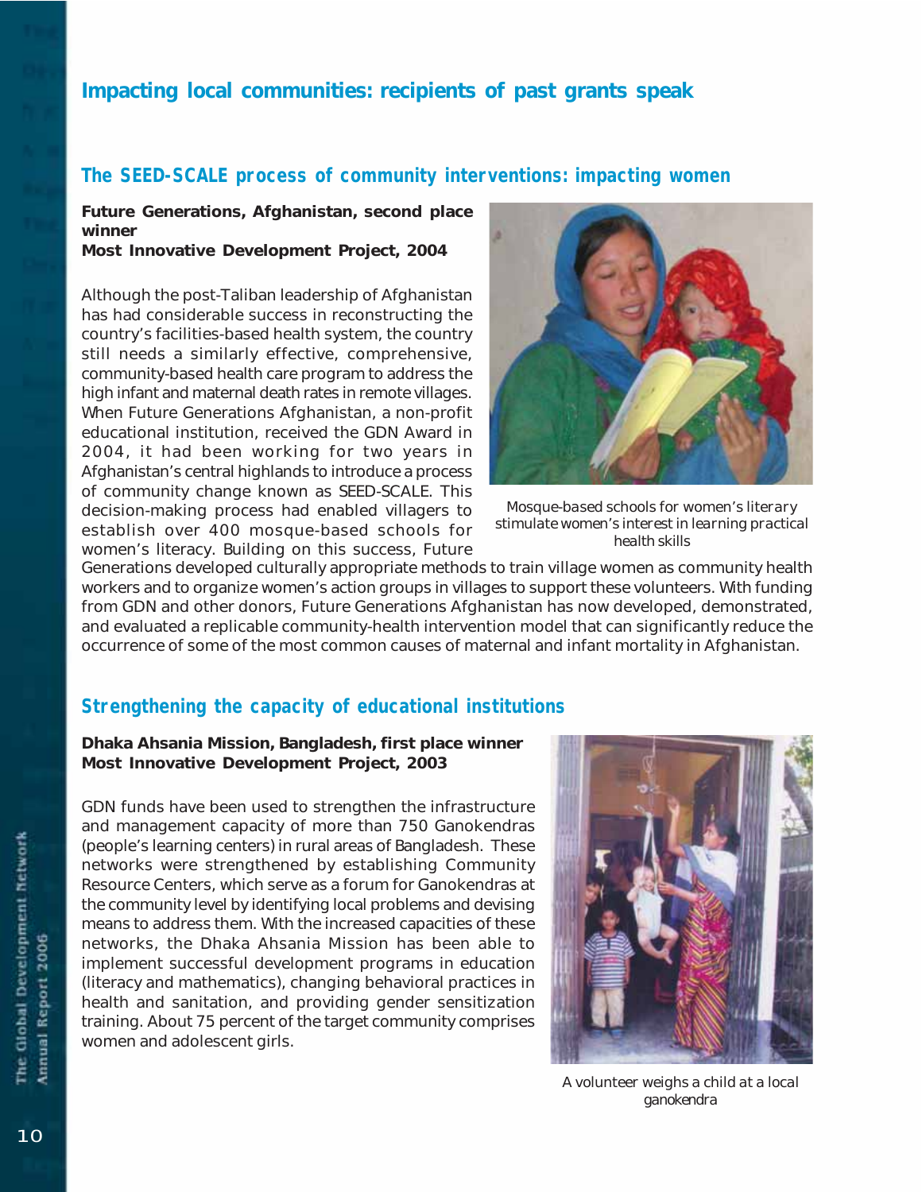# Impacting local communities: recipients of past grants speak

## The SEED-SCALE process of community interventions: impacting women

**Future Generations, Afghanistan, second place winner**
**Most Innovative Development Project, 2004**

Although the post-Taliban leadership of Afghanistan has had considerable success in reconstructing the country's facilities-based health system, the country still needs a similarly effective, comprehensive, community-based health care program to address the high infant and maternal death rates in remote villages. When Future Generations Afghanistan, a non-profit educational institution, received the GDN Award in 2004, it had been working for two years in Afghanistan's central highlands to introduce a process of community change known as SEED-SCALE. This decision-making process had enabled villagers to establish over 400 mosque-based schools for women's literacy. Building on this success, Future Generations developed culturally appropriate methods to train village women as community health workers and to organize women's action groups in villages to support these volunteers. With funding from GDN and other donors, Future Generations Afghanistan has now developed, demonstrated, and evaluated a replicable community-health intervention model that can significantly reduce the occurrence of some of the most common causes of maternal and infant mortality in Afghanistan.

Mosque-based schools for women's literary stimulate women's interest in learning practical health skills

## Strengthening the capacity of educational institutions

**Dhaka Ahsania Mission, Bangladesh, first place winner**
**Most Innovative Development Project, 2003**

GDN funds have been used to strengthen the infrastructure and management capacity of more than 750 Ganokendras (people's learning centers) in rural areas of Bangladesh. These networks were strengthened by establishing Community Resource Centers, which serve as a forum for Ganokendras at the community level by identifying local problems and devising means to address them. With the increased capacities of these networks, the Dhaka Ahsania Mission has been able to implement successful development programs in education (literacy and mathematics), changing behavioral practices in health and sanitation, and providing gender sensitization training. About 75 percent of the target community comprises women and adolescent girls.

A volunteer weighs a child at a local ganokendra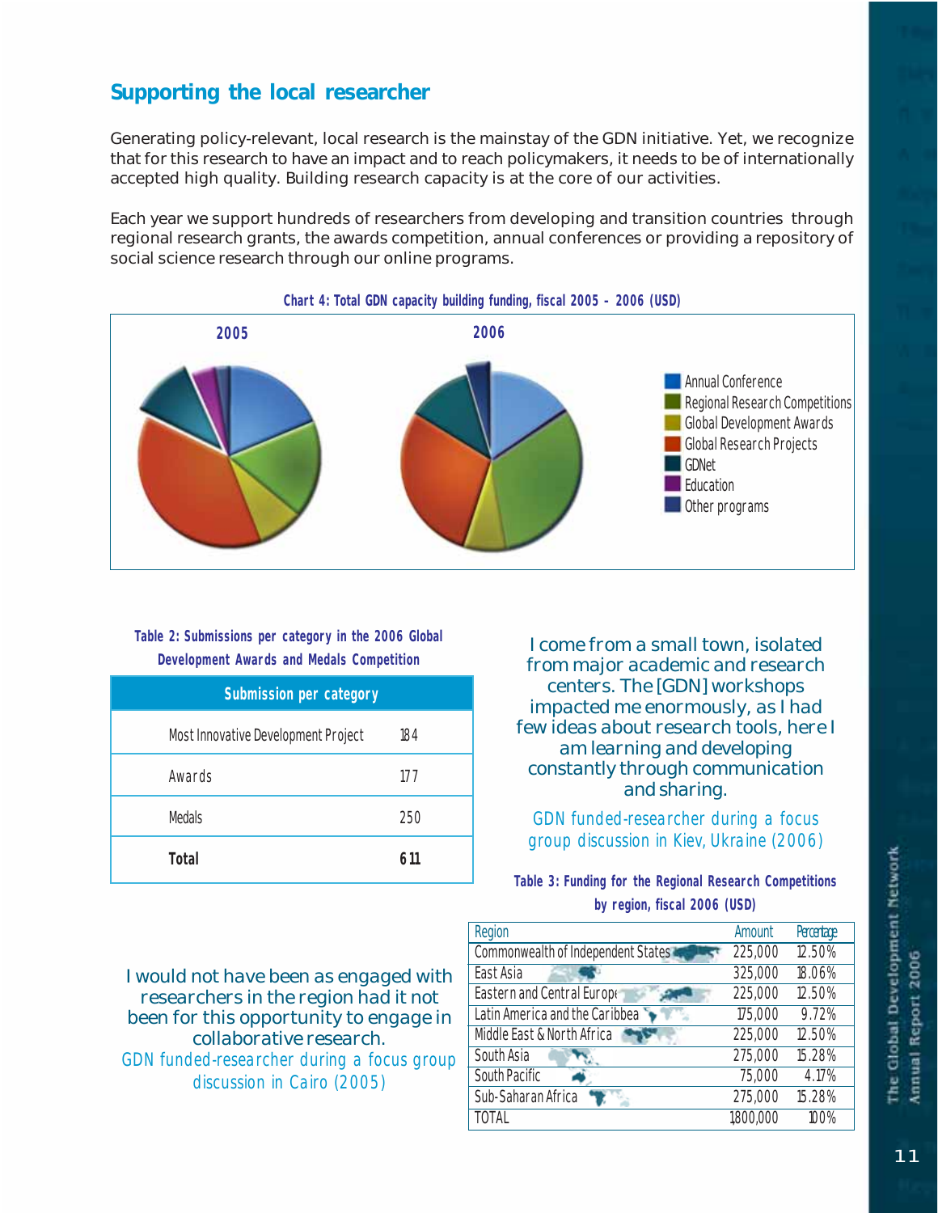## Supporting the local researcher

Generating policy-relevant, local research is the mainstay of the GDN initiative. Yet, we recognize that for this research to have an impact and to reach policymakers, it needs to be of internationally accepted high quality. Building research capacity is at the core of our activities.

Each year we support hundreds of researchers from developing and transition countries through regional research grants, the awards competition, annual conferences or providing a repository of social science research through our online programs.

**Chart 4: Total GDN capacity building funding, fiscal 2005 - 2006 (USD)**

2005 | 2006

Legend: Annual Conference, Regional Research Competitions, Global Development Awards, Global Research Projects, GDNet, Education, Other programs

**Table 2: Submissions per category in the 2006 Global Development Awards and Medals Competition**

| Submission per category | |
|---|---|
| Most Innovative Development Project | 184 |
| Awards | 177 |
| Medals | 250 |
| **Total** | **611** |

I come from a small town, isolated from major academic and research centers. The [GDN] workshops impacted me enormously, as I had few ideas about research tools, here I am learning and developing constantly through communication and sharing.

GDN funded-researcher during a focus group discussion in Kiev, Ukraine (2006)

I would not have been as engaged with researchers in the region had it not been for this opportunity to engage in collaborative research.

GDN funded-researcher during a focus group discussion in Cairo (2005)

**Table 3: Funding for the Regional Research Competitions by region, fiscal 2006 (USD)**

| Region | Amount | Percentage |
|---|---|---|
| Commonwealth of Independent States | 225,000 | 12.50% |
| East Asia | 325,000 | 18.06% |
| Eastern and Central Europe | 225,000 | 12.50% |
| Latin America and the Caribbean | 175,000 | 9.72% |
| Middle East & North Africa | 225,000 | 12.50% |
| South Asia | 275,000 | 15.28% |
| South Pacific | 75,000 | 4.17% |
| Sub-Saharan Africa | 275,000 | 15.28% |
| TOTAL | 1800,000 | 100% |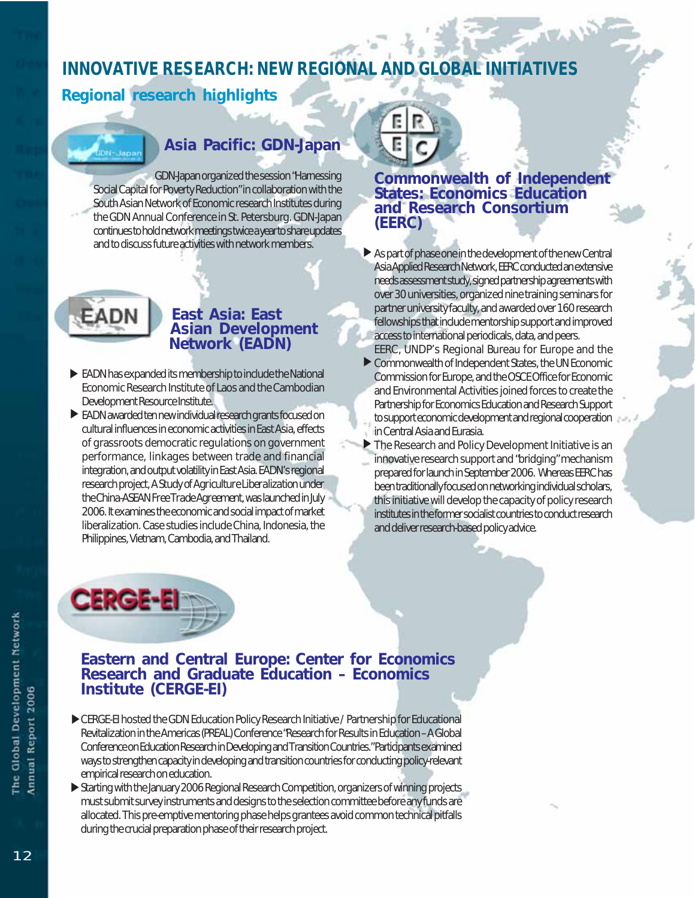# INNOVATIVE RESEARCH: NEW REGIONAL AND GLOBAL INITIATIVES

## Regional research highlights

### Asia Pacific: GDN-Japan

GDN-Japan organized the session "Harnessing Social Capital for Poverty Reduction" in collaboration with the South Asian Network of Economic research Institutes during the GDN Annual Conference in St. Petersburg. GDN-Japan continues to hold network meetings twice a year to share updates and to discuss future activities with network members.

### East Asia: East Asian Development Network (EADN)

- EADN has expanded its membership to include the National Economic Research Institute of Laos and the Cambodian Development Resource Institute.
- EADN awarded ten new individual research grants focused on cultural influences in economic activities in East Asia, effects of grassroots democratic regulations on government performance, linkages between trade and financial integration, and output volatility in East Asia. EADN's regional research project, A Study of Agriculture Liberalization under the China-ASEAN Free Trade Agreement, was launched in July 2006. It examines the economic and social impact of market liberalization. Case studies include China, Indonesia, the Philippines, Vietnam, Cambodia, and Thailand.

### Commonwealth of Independent States: Economics Education and Research Consortium (EERC)

- As part of phase one in the development of the new Central Asia Applied Research Network, EERC conducted an extensive needs assessment study, signed partnership agreements with over 30 universities, organized nine training seminars for partner university faculty, and awarded over 160 research fellowships that include mentorship support and improved access to international periodicals, data, and peers.
- EERC, UNDP's Regional Bureau for Europe and the Commonwealth of Independent States, the UN Economic Commission for Europe, and the OSCE Office for Economic and Environmental Activities joined forces to create the Partnership for Economics Education and Research Support to support economic development and regional cooperation in Central Asia and Eurasia.
- The Research and Policy Development Initiative is an innovative research support and "bridging" mechanism prepared for launch in September 2006. Whereas EERC has been traditionally focused on networking individual scholars, this initiative will develop the capacity of policy research institutes in the former socialist countries to conduct research and deliver research-based policy advice.

### Eastern and Central Europe: Center for Economics Research and Graduate Education – Economics Institute (CERGE-EI)

- CERGE-EI hosted the GDN Education Policy Research Initiative / Partnership for Educational Revitalization in the Americas (PREAL) Conference "Research for Results in Education – A Global Conference on Education Research in Developing and Transition Countries." Participants examined ways to strengthen capacity in developing and transition countries for conducting policy-relevant empirical research on education.
- Starting with the January 2006 Regional Research Competition, organizers of winning projects must submit survey instruments and designs to the selection committee before any funds are allocated. This pre-emptive mentoring phase helps grantees avoid common technical pitfalls during the crucial preparation phase of their research project.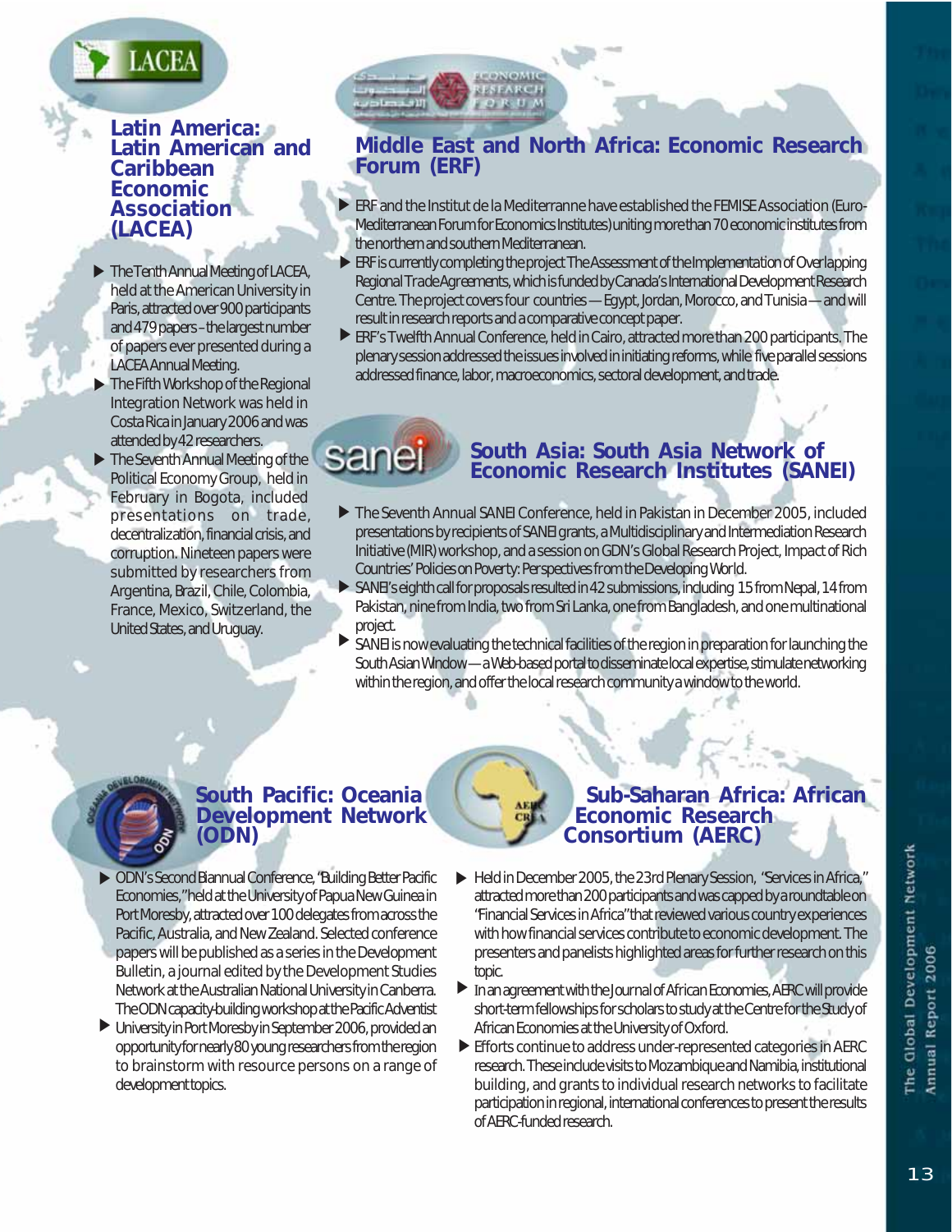## Latin America: Latin American and Caribbean Economic Association (LACEA)

- The Tenth Annual Meeting of LACEA, held at the American University in Paris, attracted over 900 participants and 479 papers – the largest number of papers ever presented during a LACEA Annual Meeting.
- The Fifth Workshop of the Regional Integration Network was held in Costa Rica in January 2006 and was attended by 42 researchers.
- The Seventh Annual Meeting of the Political Economy Group, held in February in Bogota, included presentations on trade, decentralization, financial crisis, and corruption. Nineteen papers were submitted by researchers from Argentina, Brazil, Chile, Colombia, France, Mexico, Switzerland, the United States, and Uruguay.

## Middle East and North Africa: Economic Research Forum (ERF)

- ERF and the Institut de la Mediterranne have established the FEMISE Association (Euro-Mediterranean Forum for Economics Institutes) uniting more than 70 economic institutes from the northern and southern Mediterranean.
- ERF is currently completing the project The Assessment of the Implementation of Overlapping Regional Trade Agreements, which is funded by Canada's International Development Research Centre. The project covers four countries — Egypt, Jordan, Morocco, and Tunisia — and will result in research reports and a comparative concept paper.
- ERF's Twelfth Annual Conference, held in Cairo, attracted more than 200 participants. The plenary session addressed the issues involved in initiating reforms, while five parallel sessions addressed finance, labor, macroeconomics, sectoral development, and trade.

## South Asia: South Asia Network of Economic Research Institutes (SANEI)

- The Seventh Annual SANEI Conference, held in Pakistan in December 2005, included presentations by recipients of SANEI grants, a Multidisciplinary and Intermediation Research Initiative (MIR) workshop, and a session on GDN's Global Research Project, Impact of Rich Countries' Policies on Poverty: Perspectives from the Developing World.
- SANEI's eighth call for proposals resulted in 42 submissions, including 15 from Nepal, 14 from Pakistan, nine from India, two from Sri Lanka, one from Bangladesh, and one multinational project.
- SANEI is now evaluating the technical facilities of the region in preparation for launching the South Asian Window — a Web-based portal to disseminate local expertise, stimulate networking within the region, and offer the local research community a window to the world.

## South Pacific: Oceania Development Network (ODN)

- ODN's Second Biannual Conference, "Building Better Pacific Economies," held at the University of Papua New Guinea in Port Moresby, attracted over 100 delegates from across the Pacific, Australia, and New Zealand. Selected conference papers will be published as a series in the Development Bulletin, a journal edited by the Development Studies Network at the Australian National University in Canberra. The ODN capacity-building workshop at the Pacific Adventist
- University in Port Moresby in September 2006, provided an opportunity for nearly 80 young researchers from the region to brainstorm with resource persons on a range of development topics.

## Sub-Saharan Africa: African Economic Research Consortium (AERC)

- Held in December 2005, the 23rd Plenary Session, "Services in Africa," attracted more than 200 participants and was capped by a roundtable on "Financial Services in Africa" that reviewed various country experiences with how financial services contribute to economic development. The presenters and panelists highlighted areas for further research on this topic.
- In an agreement with the Journal of African Economies, AERC will provide short-term fellowships for scholars to study at the Centre for the Study of African Economies at the University of Oxford.
- Efforts continue to address under-represented categories in AERC research. These include visits to Mozambique and Namibia, institutional building, and grants to individual research networks to facilitate participation in regional, international conferences to present the results of AERC-funded research.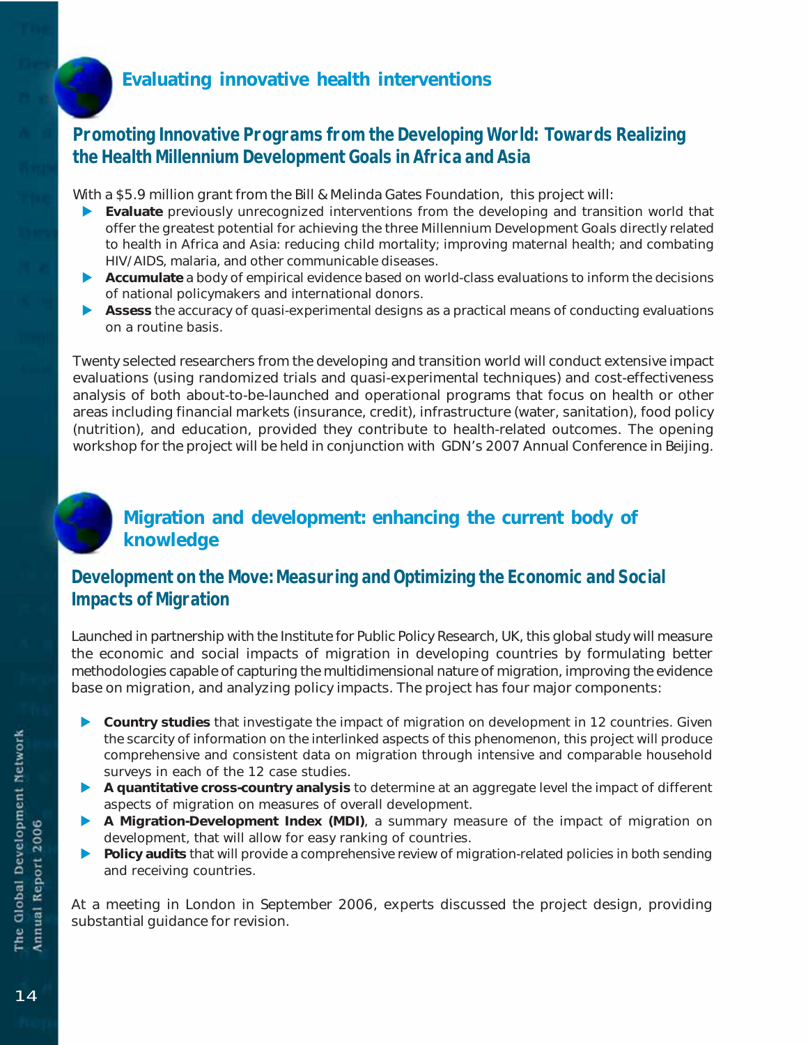## Evaluating innovative health interventions

### Promoting Innovative Programs from the Developing World: Towards Realizing the Health Millennium Development Goals in Africa and Asia

With a $5.9 million grant from the Bill & Melinda Gates Foundation, this project will:

- **Evaluate** previously unrecognized interventions from the developing and transition world that offer the greatest potential for achieving the three Millennium Development Goals directly related to health in Africa and Asia: reducing child mortality; improving maternal health; and combating HIV/AIDS, malaria, and other communicable diseases.
- **Accumulate** a body of empirical evidence based on world-class evaluations to inform the decisions of national policymakers and international donors.
- **Assess** the accuracy of quasi-experimental designs as a practical means of conducting evaluations on a routine basis.

Twenty selected researchers from the developing and transition world will conduct extensive impact evaluations (using randomized trials and quasi-experimental techniques) and cost-effectiveness analysis of both about-to-be-launched and operational programs that focus on health or other areas including financial markets (insurance, credit), infrastructure (water, sanitation), food policy (nutrition), and education, provided they contribute to health-related outcomes. The opening workshop for the project will be held in conjunction with GDN's 2007 Annual Conference in Beijing.

## Migration and development: enhancing the current body of knowledge

### Development on the Move: Measuring and Optimizing the Economic and Social Impacts of Migration

Launched in partnership with the Institute for Public Policy Research, UK, this global study will measure the economic and social impacts of migration in developing countries by formulating better methodologies capable of capturing the multidimensional nature of migration, improving the evidence base on migration, and analyzing policy impacts. The project has four major components:

- **Country studies** that investigate the impact of migration on development in 12 countries. Given the scarcity of information on the interlinked aspects of this phenomenon, this project will produce comprehensive and consistent data on migration through intensive and comparable household surveys in each of the 12 case studies.
- **A quantitative cross-country analysis** to determine at an aggregate level the impact of different aspects of migration on measures of overall development.
- **A Migration-Development Index (MDI)**, a summary measure of the impact of migration on development, that will allow for easy ranking of countries.
- **Policy audits** that will provide a comprehensive review of migration-related policies in both sending and receiving countries.

At a meeting in London in September 2006, experts discussed the project design, providing substantial guidance for revision.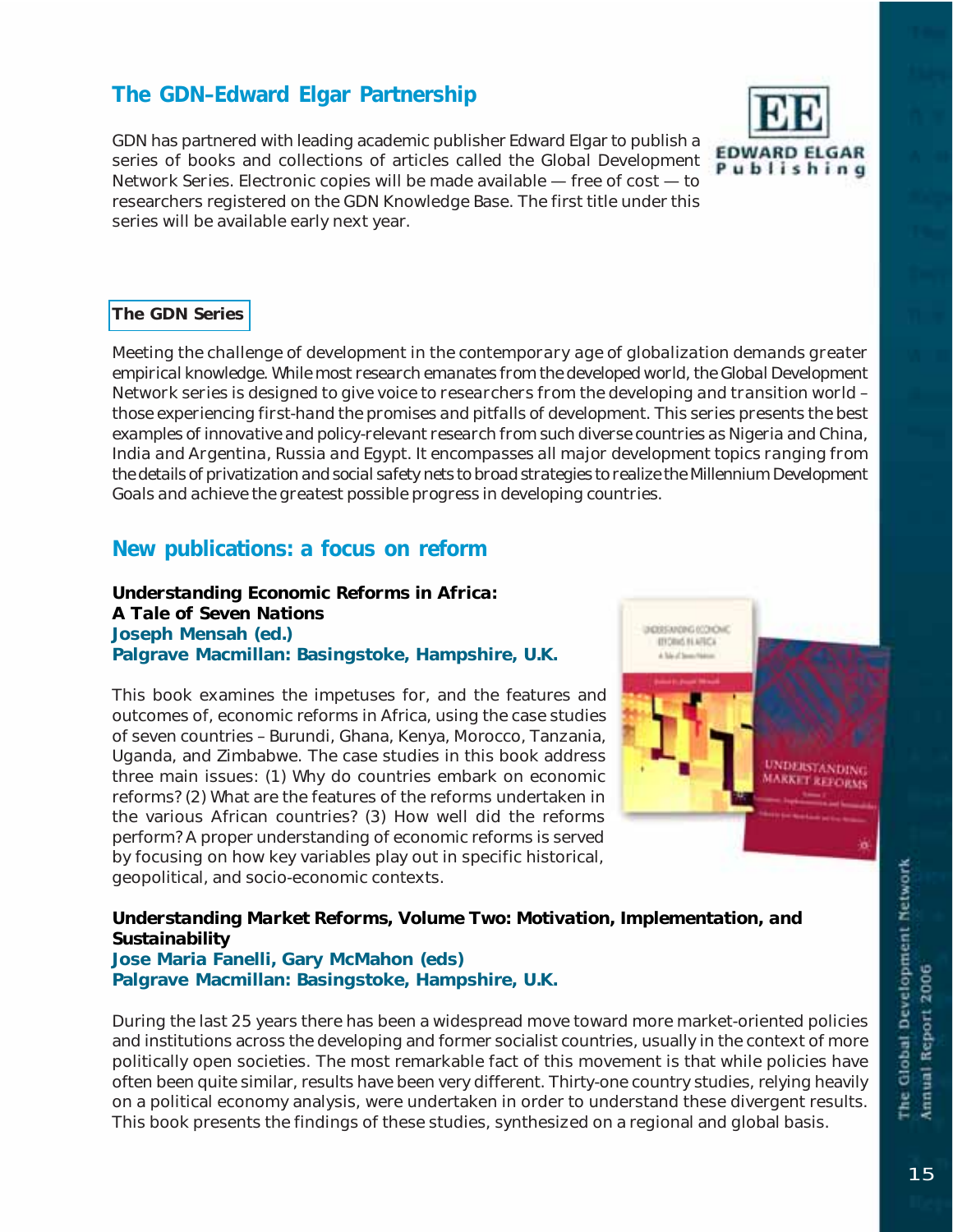## The GDN-Edward Elgar Partnership

GDN has partnered with leading academic publisher Edward Elgar to publish a series of books and collections of articles called the Global Development Network Series. Electronic copies will be made available — free of cost — to researchers registered on the GDN Knowledge Base. The first title under this series will be available early next year.

**The GDN Series**

Meeting the challenge of development in the contemporary age of globalization demands greater empirical knowledge. While most research emanates from the developed world, the Global Development Network series is designed to give voice to researchers from the developing and transition world – those experiencing first-hand the promises and pitfalls of development. This series presents the best examples of innovative and policy-relevant research from such diverse countries as Nigeria and China, India and Argentina, Russia and Egypt. It encompasses all major development topics ranging from the details of privatization and social safety nets to broad strategies to realize the Millennium Development Goals and achieve the greatest possible progress in developing countries.

## New publications: a focus on reform

**Understanding Economic Reforms in Africa: A Tale of Seven Nations**
**Joseph Mensah (ed.)**
**Palgrave Macmillan: Basingstoke, Hampshire, U.K.**

This book examines the impetuses for, and the features and outcomes of, economic reforms in Africa, using the case studies of seven countries – Burundi, Ghana, Kenya, Morocco, Tanzania, Uganda, and Zimbabwe. The case studies in this book address three main issues: (1) Why do countries embark on economic reforms? (2) What are the features of the reforms undertaken in the various African countries? (3) How well did the reforms perform? A proper understanding of economic reforms is served by focusing on how key variables play out in specific historical, geopolitical, and socio-economic contexts.

**Understanding Market Reforms, Volume Two: Motivation, Implementation, and Sustainability**
**Jose Maria Fanelli, Gary McMahon (eds)**
**Palgrave Macmillan: Basingstoke, Hampshire, U.K.**

During the last 25 years there has been a widespread move toward more market-oriented policies and institutions across the developing and former socialist countries, usually in the context of more politically open societies. The most remarkable fact of this movement is that while policies have often been quite similar, results have been very different. Thirty-one country studies, relying heavily on a political economy analysis, were undertaken in order to understand these divergent results. This book presents the findings of these studies, synthesized on a regional and global basis.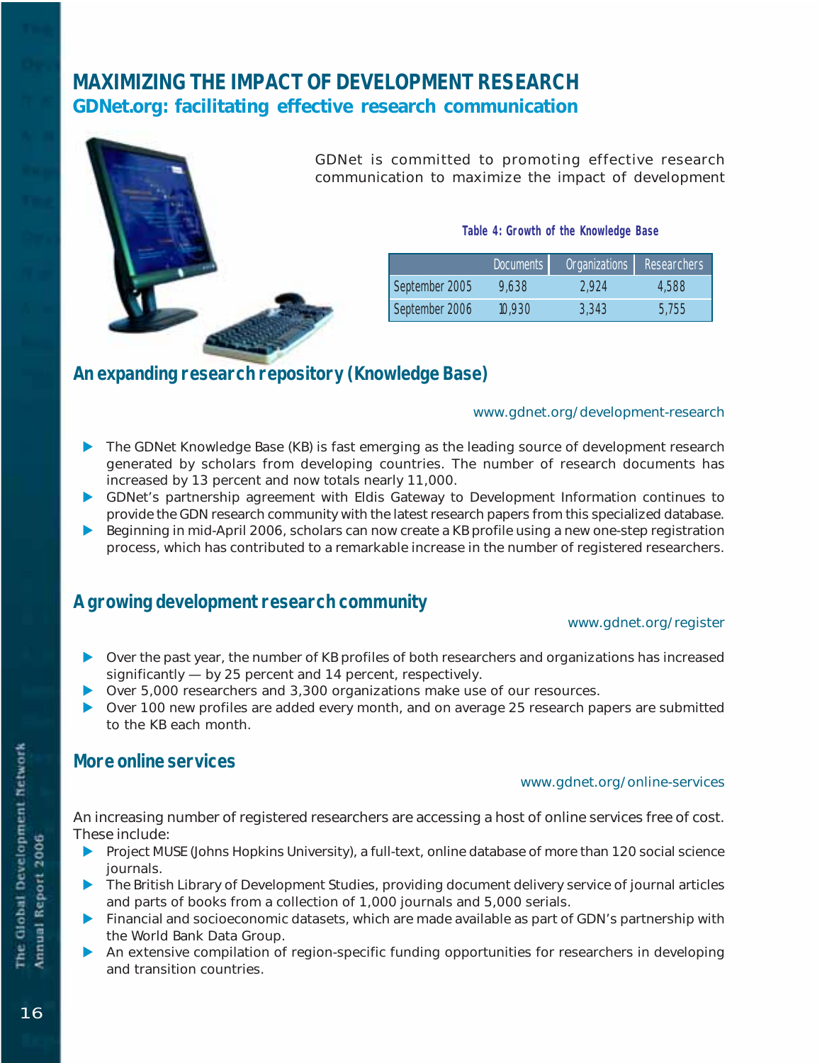# MAXIMIZING THE IMPACT OF DEVELOPMENT RESEARCH

## GDNet.org: facilitating effective research communication

GDNet is committed to promoting effective research communication to maximize the impact of development

**Table 4: Growth of the Knowledge Base**

| | Documents | Organizations | Researchers |
|---|---|---|---|
| September 2005 | 9,638 | 2,924 | 4,588 |
| September 2006 | 10,930 | 3,343 | 5,755 |

### An expanding research repository (Knowledge Base)

www.gdnet.org/development-research

- The GDNet Knowledge Base (KB) is fast emerging as the leading source of development research generated by scholars from developing countries. The number of research documents has increased by 13 percent and now totals nearly 11,000.
- GDNet's partnership agreement with Eldis Gateway to Development Information continues to provide the GDN research community with the latest research papers from this specialized database.
- Beginning in mid-April 2006, scholars can now create a KB profile using a new one-step registration process, which has contributed to a remarkable increase in the number of registered researchers.

### A growing development research community

www.gdnet.org/register

- Over the past year, the number of KB profiles of both researchers and organizations has increased significantly — by 25 percent and 14 percent, respectively.
- Over 5,000 researchers and 3,300 organizations make use of our resources.
- Over 100 new profiles are added every month, and on average 25 research papers are submitted to the KB each month.

### More online services

www.gdnet.org/online-services

An increasing number of registered researchers are accessing a host of online services free of cost. These include:

- Project MUSE (Johns Hopkins University), a full-text, online database of more than 120 social science journals.
- The British Library of Development Studies, providing document delivery service of journal articles and parts of books from a collection of 1,000 journals and 5,000 serials.
- Financial and socioeconomic datasets, which are made available as part of GDN's partnership with the World Bank Data Group.
- An extensive compilation of region-specific funding opportunities for researchers in developing and transition countries.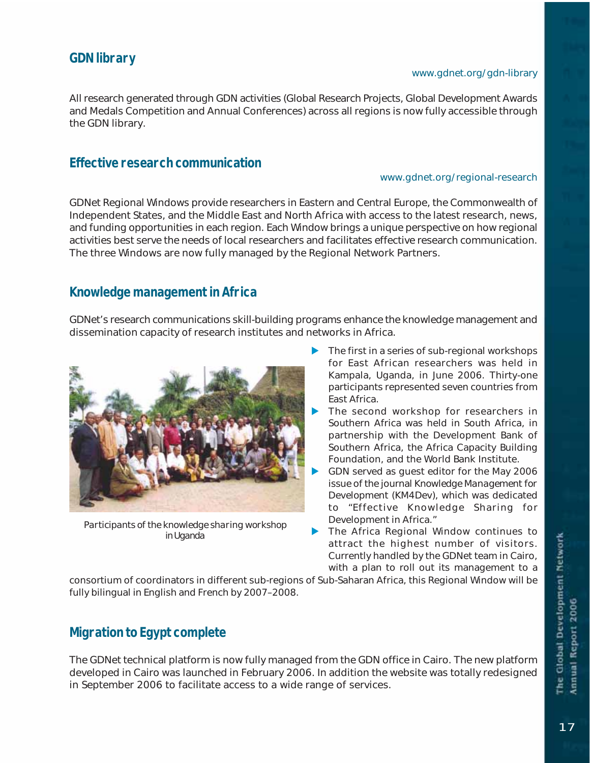## GDN library

www.gdnet.org/gdn-library

All research generated through GDN activities (Global Research Projects, Global Development Awards and Medals Competition and Annual Conferences) across all regions is now fully accessible through the GDN library.

## Effective research communication

www.gdnet.org/regional-research

GDNet Regional Windows provide researchers in Eastern and Central Europe, the Commonwealth of Independent States, and the Middle East and North Africa with access to the latest research, news, and funding opportunities in each region. Each Window brings a unique perspective on how regional activities best serve the needs of local researchers and facilitates effective research communication. The three Windows are now fully managed by the Regional Network Partners.

## Knowledge management in Africa

GDNet's research communications skill-building programs enhance the knowledge management and dissemination capacity of research institutes and networks in Africa.

Participants of the knowledge sharing workshop in Uganda

- The first in a series of sub-regional workshops for East African researchers was held in Kampala, Uganda, in June 2006. Thirty-one participants represented seven countries from East Africa.
- The second workshop for researchers in Southern Africa was held in South Africa, in partnership with the Development Bank of Southern Africa, the Africa Capacity Building Foundation, and the World Bank Institute.
- GDN served as guest editor for the May 2006 issue of the journal Knowledge Management for Development (KM4Dev), which was dedicated to "Effective Knowledge Sharing for Development in Africa."
- The Africa Regional Window continues to attract the highest number of visitors. Currently handled by the GDNet team in Cairo, with a plan to roll out its management to a consortium of coordinators in different sub-regions of Sub-Saharan Africa, this Regional Window will be fully bilingual in English and French by 2007–2008.

## Migration to Egypt complete

The GDNet technical platform is now fully managed from the GDN office in Cairo. The new platform developed in Cairo was launched in February 2006. In addition the website was totally redesigned in September 2006 to facilitate access to a wide range of services.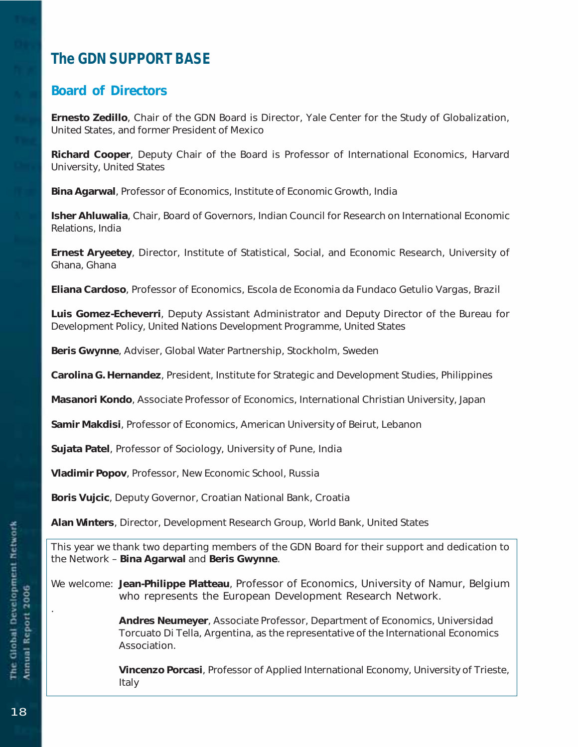# The GDN SUPPORT BASE

## Board of Directors

**Ernesto Zedillo**, Chair of the GDN Board is Director, Yale Center for the Study of Globalization, United States, and former President of Mexico

**Richard Cooper**, Deputy Chair of the Board is Professor of International Economics, Harvard University, United States

**Bina Agarwal**, Professor of Economics, Institute of Economic Growth, India

**Isher Ahluwalia**, Chair, Board of Governors, Indian Council for Research on International Economic Relations, India

**Ernest Aryeetey**, Director, Institute of Statistical, Social, and Economic Research, University of Ghana, Ghana

**Eliana Cardoso**, Professor of Economics, Escola de Economia da Fundaco Getulio Vargas, Brazil

**Luis Gomez-Echeverri**, Deputy Assistant Administrator and Deputy Director of the Bureau for Development Policy, United Nations Development Programme, United States

**Beris Gwynne**, Adviser, Global Water Partnership, Stockholm, Sweden

**Carolina G. Hernandez**, President, Institute for Strategic and Development Studies, Philippines

**Masanori Kondo**, Associate Professor of Economics, International Christian University, Japan

**Samir Makdisi**, Professor of Economics, American University of Beirut, Lebanon

**Sujata Patel**, Professor of Sociology, University of Pune, India

**Vladimir Popov**, Professor, New Economic School, Russia

**Boris Vujcic**, Deputy Governor, Croatian National Bank, Croatia

**Alan Winters**, Director, Development Research Group, World Bank, United States

This year we thank two departing members of the GDN Board for their support and dedication to the Network – **Bina Agarwal** and **Beris Gwynne**.

We welcome: **Jean-Philippe Platteau**, Professor of Economics, University of Namur, Belgium who represents the European Development Research Network.

**Andres Neumeyer**, Associate Professor, Department of Economics, Universidad Torcuato Di Tella, Argentina, as the representative of the International Economics Association.

**Vincenzo Porcasi**, Professor of Applied International Economy, University of Trieste, Italy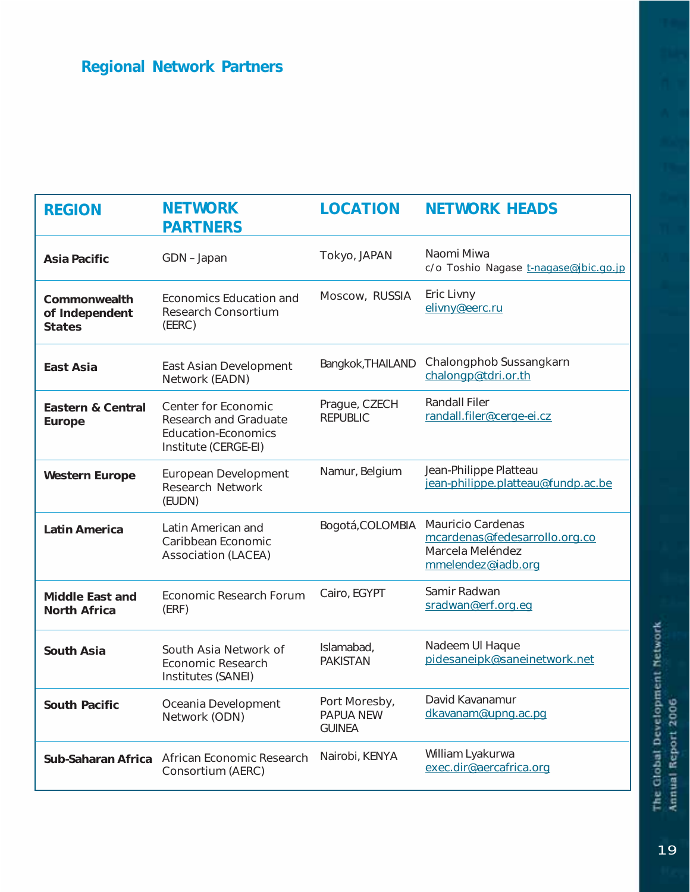## Regional Network Partners

| REGION | NETWORK PARTNERS | LOCATION | NETWORK HEADS |
|---|---|---|---|
| **Asia Pacific** | GDN – Japan | Tokyo, JAPAN | Naomi Miwa<br>c/o Toshio Nagase t-nagase@jbic.go.jp |
| **Commonwealth of Independent States** | Economics Education and Research Consortium (EERC) | Moscow, RUSSIA | Eric Livny<br>elivny@eerc.ru |
| **East Asia** | East Asian Development Network (EADN) | Bangkok,THAILAND | Chalongphob Sussangkarn<br>chalongp@tdri.or.th |
| **Eastern & Central Europe** | Center for Economic Research and Graduate Education-Economics Institute (CERGE-EI) | Prague, CZECH REPUBLIC | Randall Filer<br>randall.filer@cerge-ei.cz |
| **Western Europe** | European Development Research Network (EUDN) | Namur, Belgium | Jean-Philippe Platteau<br>jean-philippe.platteau@fundp.ac.be |
| **Latin America** | Latin American and Caribbean Economic Association (LACEA) | Bogotá,COLOMBIA | Mauricio Cardenas<br>mcardenas@fedesarrollo.org.co<br>Marcela Meléndez<br>mmelendez@iadb.org |
| **Middle East and North Africa** | Economic Research Forum (ERF) | Cairo, EGYPT | Samir Radwan<br>sradwan@erf.org.eg |
| **South Asia** | South Asia Network of Economic Research Institutes (SANEI) | Islamabad, PAKISTAN | Nadeem Ul Haque<br>pidesaneipk@saneinetwork.net |
| **South Pacific** | Oceania Development Network (ODN) | Port Moresby, PAPUA NEW GUINEA | David Kavanamur<br>dkavanam@upng.ac.pg |
| **Sub-Saharan Africa** | African Economic Research Consortium (AERC) | Nairobi, KENYA | William Lyakurwa<br>exec.dir@aercafrica.org |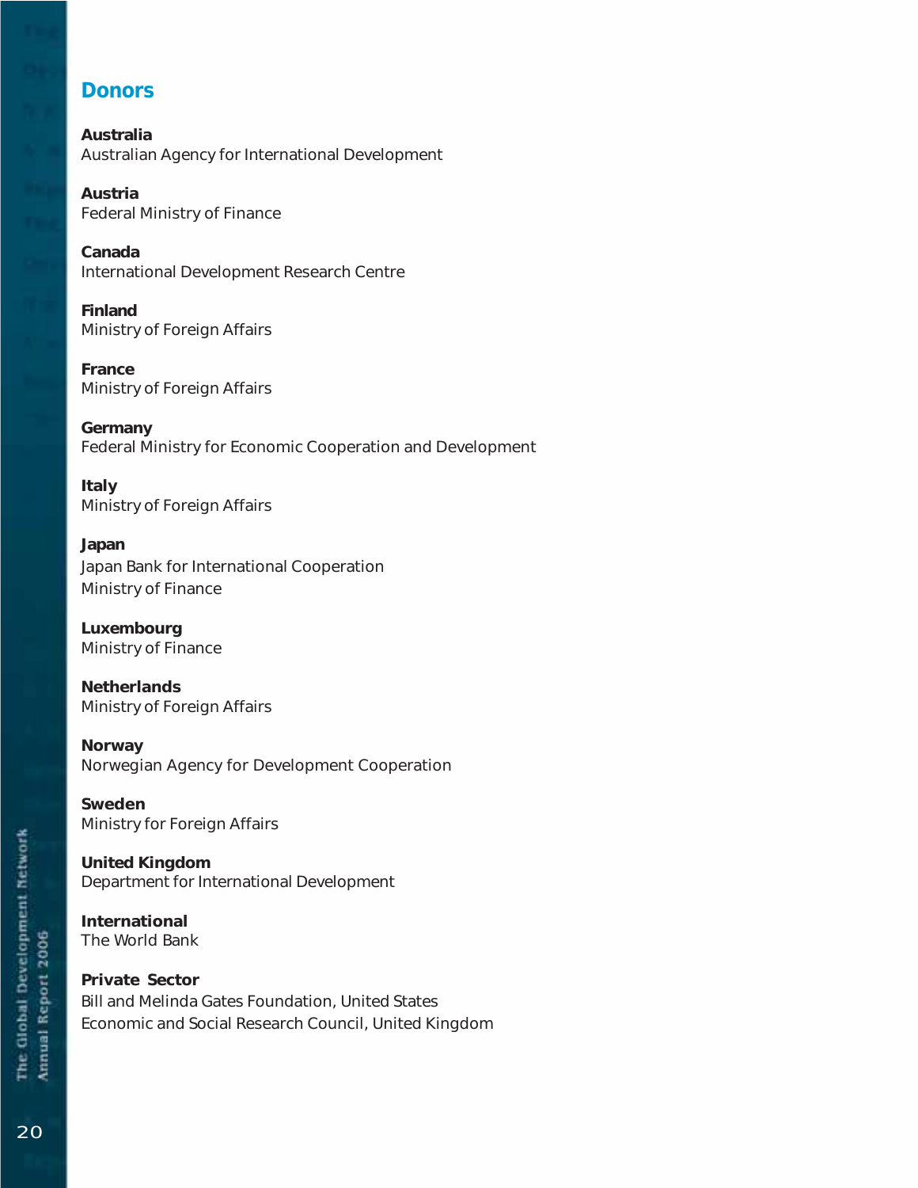## Donors

**Australia**
Australian Agency for International Development

**Austria**
Federal Ministry of Finance

**Canada**
International Development Research Centre

**Finland**
Ministry of Foreign Affairs

**France**
Ministry of Foreign Affairs

**Germany**
Federal Ministry for Economic Cooperation and Development

**Italy**
Ministry of Foreign Affairs

**Japan**
Japan Bank for International Cooperation
Ministry of Finance

**Luxembourg**
Ministry of Finance

**Netherlands**
Ministry of Foreign Affairs

**Norway**
Norwegian Agency for Development Cooperation

**Sweden**
Ministry for Foreign Affairs

**United Kingdom**
Department for International Development

**International**
The World Bank

**Private Sector**
Bill and Melinda Gates Foundation, United States
Economic and Social Research Council, United Kingdom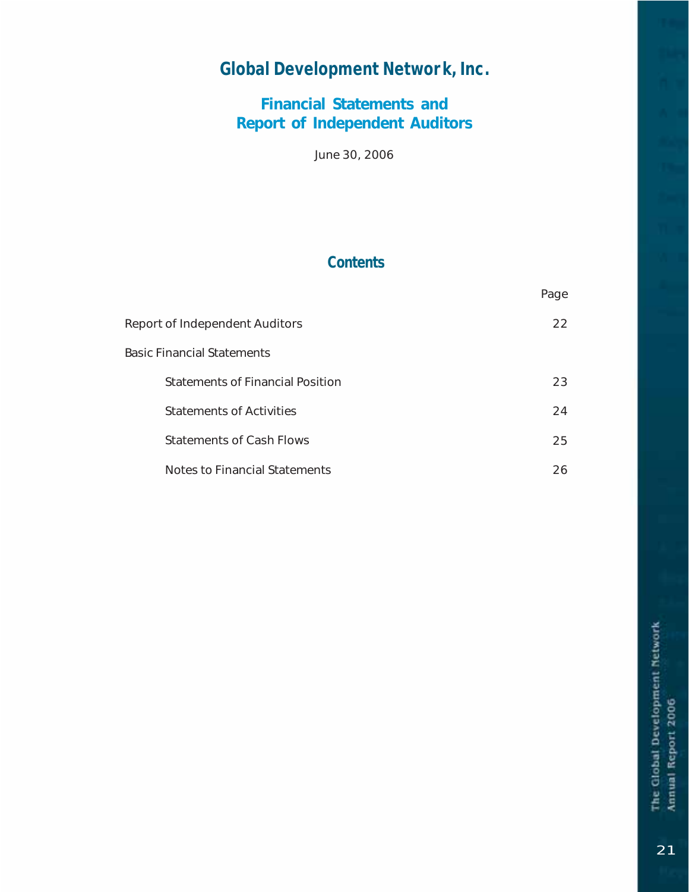# Global Development Network, Inc.

## Financial Statements and Report of Independent Auditors

June 30, 2006

### Contents

| | Page |
|---|---|
| Report of Independent Auditors | 22 |
| Basic Financial Statements | |
| Statements of Financial Position | 23 |
| Statements of Activities | 24 |
| Statements of Cash Flows | 25 |
| Notes to Financial Statements | 26 |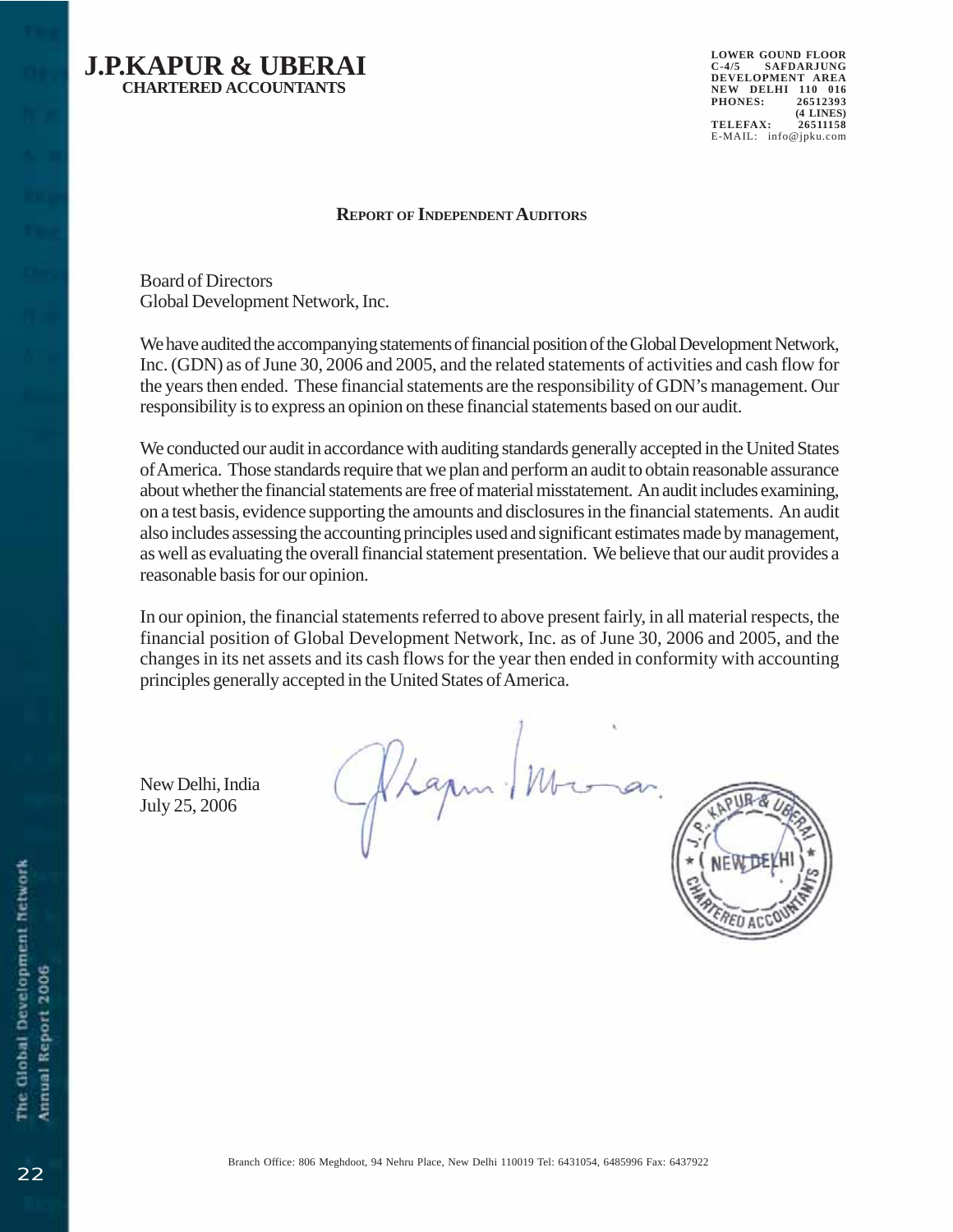**J.P.KAPUR & UBERAI**
**CHARTERED ACCOUNTANTS**

LOWER GOUND FLOOR
C-4/5 SAFDARJUNG
DEVELOPMENT AREA
NEW DELHI 110 016
PHONES: 26512393
(4 LINES)
TELEFAX: 26511158
E-MAIL: info@jpku.com

## REPORT OF INDEPENDENT AUDITORS

Board of Directors
Global Development Network, Inc.

We have audited the accompanying statements of financial position of the Global Development Network, Inc. (GDN) as of June 30, 2006 and 2005, and the related statements of activities and cash flow for the years then ended. These financial statements are the responsibility of GDN's management. Our responsibility is to express an opinion on these financial statements based on our audit.

We conducted our audit in accordance with auditing standards generally accepted in the United States of America. Those standards require that we plan and perform an audit to obtain reasonable assurance about whether the financial statements are free of material misstatement. An audit includes examining, on a test basis, evidence supporting the amounts and disclosures in the financial statements. An audit also includes assessing the accounting principles used and significant estimates made by management, as well as evaluating the overall financial statement presentation. We believe that our audit provides a reasonable basis for our opinion.

In our opinion, the financial statements referred to above present fairly, in all material respects, the financial position of Global Development Network, Inc. as of June 30, 2006 and 2005, and the changes in its net assets and its cash flows for the year then ended in conformity with accounting principles generally accepted in the United States of America.

New Delhi, India
July 25, 2006

Branch Office: 806 Meghdoot, 94 Nehru Place, New Delhi 110019 Tel: 6431054, 6485996 Fax: 6437922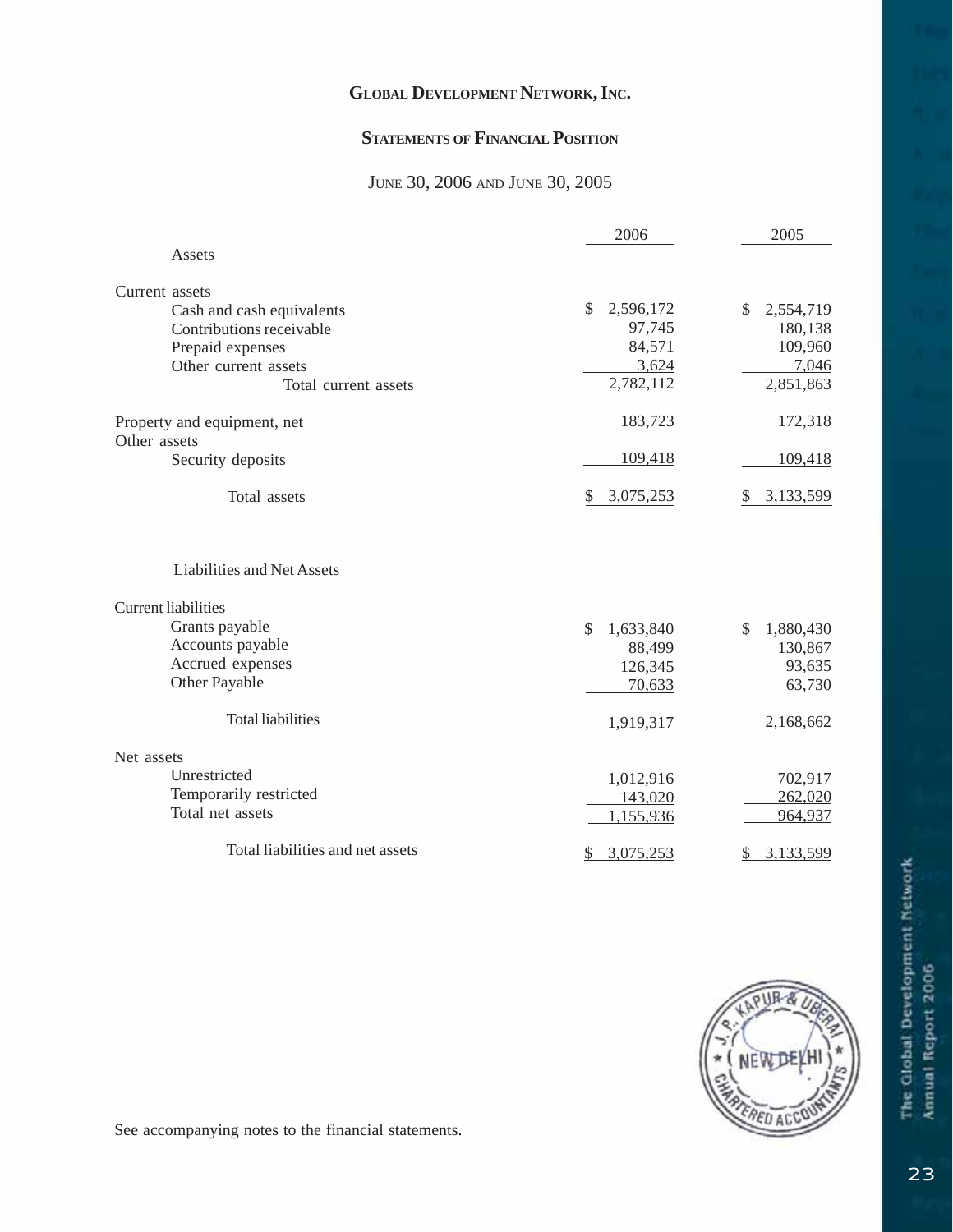# GLOBAL DEVELOPMENT NETWORK, INC.

## STATEMENTS OF FINANCIAL POSITION

JUNE 30, 2006 AND JUNE 30, 2005

| | 2006 | 2005 |
|---|---|---|
| **Assets** | | |
| Current assets | | |
| Cash and cash equivalents | $ 2,596,172 | $ 2,554,719 |
| Contributions receivable | 97,745 | 180,138 |
| Prepaid expenses | 84,571 | 109,960 |
| Other current assets | 3,624 | 7,046 |
| Total current assets | 2,782,112 | 2,851,863 |
| Property and equipment, net | 183,723 | 172,318 |
| Other assets | | |
| Security deposits | 109,418 | 109,418 |
| Total assets | $ 3,075,253 | $ 3,133,599 |
| **Liabilities and Net Assets** | | |
| Current liabilities | | |
| Grants payable | $ 1,633,840 | $ 1,880,430 |
| Accounts payable | 88,499 | 130,867 |
| Accrued expenses | 126,345 | 93,635 |
| Other Payable | 70,633 | 63,730 |
| Total liabilities | 1,919,317 | 2,168,662 |
| Net assets | | |
| Unrestricted | 1,012,916 | 702,917 |
| Temporarily restricted | 143,020 | 262,020 |
| Total net assets | 1,155,936 | 964,937 |
| Total liabilities and net assets | $ 3,075,253 | $ 3,133,599 |

See accompanying notes to the financial statements.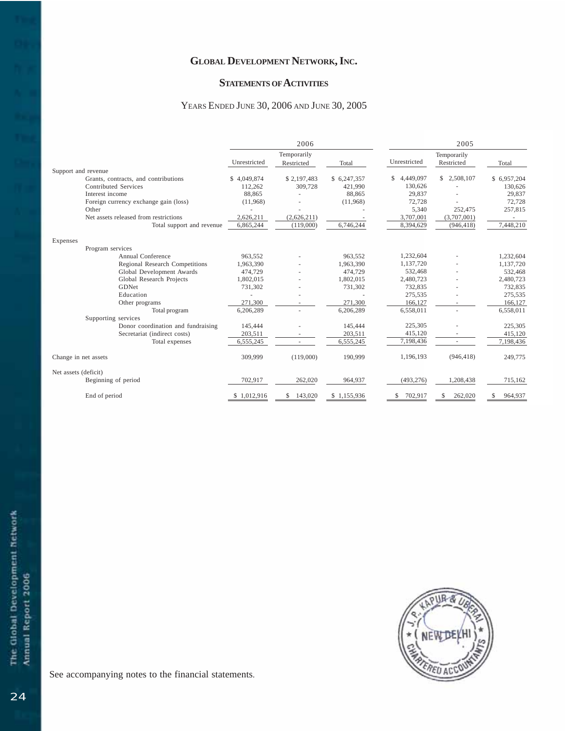# Global Development Network, Inc.

## Statements of Activities

### Years Ended June 30, 2006 and June 30, 2005

| | 2006 | | | 2005 | | |
|---|---|---|---|---|---|---|
| | Unrestricted | Temporarily Restricted | Total | Unrestricted | Temporarily Restricted | Total |
| **Support and revenue** | | | | | | |
| Grants, contracts, and contributions | $ 4,049,874 | $ 2,197,483 | $ 6,247,357 | $ 4,449,097 | $ 2,508,107 | $ 6,957,204 |
| Contributed Services | 112,262 | 309,728 | 421,990 | 130,626 | - | 130,626 |
| Interest income | 88,865 | - | 88,865 | 29,837 | - | 29,837 |
| Foreign currency exchange gain (loss) | (11,968) | - | (11,968) | 72,728 | - | 72,728 |
| Other | - | - | - | 5,340 | 252,475 | 257,815 |
| Net assets released from restrictions | 2,626,211 | (2,626,211) | - | 3,707,001 | (3,707,001) | - |
| Total support and revenue | 6,865,244 | (119,000) | 6,746,244 | 8,394,629 | (946,418) | 7,448,210 |
| **Expenses** | | | | | | |
| Program services | | | | | | |
| Annual Conference | 963,552 | - | 963,552 | 1,232,604 | - | 1,232,604 |
| Regional Research Competitions | 1,963,390 | - | 1,963,390 | 1,137,720 | - | 1,137,720 |
| Global Development Awards | 474,729 | - | 474,729 | 532,468 | - | 532,468 |
| Global Research Projects | 1,802,015 | - | 1,802,015 | 2,480,723 | - | 2,480,723 |
| GDNet | 731,302 | - | 731,302 | 732,835 | - | 732,835 |
| Education | - | - | - | 275,535 | - | 275,535 |
| Other programs | 271,300 | - | 271,300 | 166,127 | - | 166,127 |
| Total program | 6,206,289 | - | 6,206,289 | 6,558,011 | - | 6,558,011 |
| Supporting services | | | | | | |
| Donor coordination and fundraising | 145,444 | - | 145,444 | 225,305 | - | 225,305 |
| Secretariat (indirect costs) | 203,511 | - | 203,511 | 415,120 | - | 415,120 |
| Total expenses | 6,555,245 | - | 6,555,245 | 7,198,436 | - | 7,198,436 |
| Change in net assets | 309,999 | (119,000) | 190,999 | 1,196,193 | (946,418) | 249,775 |
| Net assets (deficit) | | | | | | |
| Beginning of period | 702,917 | 262,020 | 964,937 | (493,276) | 1,208,438 | 715,162 |
| End of period | $ 1,012,916 | $ 143,020 | $ 1,155,936 | $ 702,917 | $ 262,020 | $ 964,937 |

See accompanying notes to the financial statements.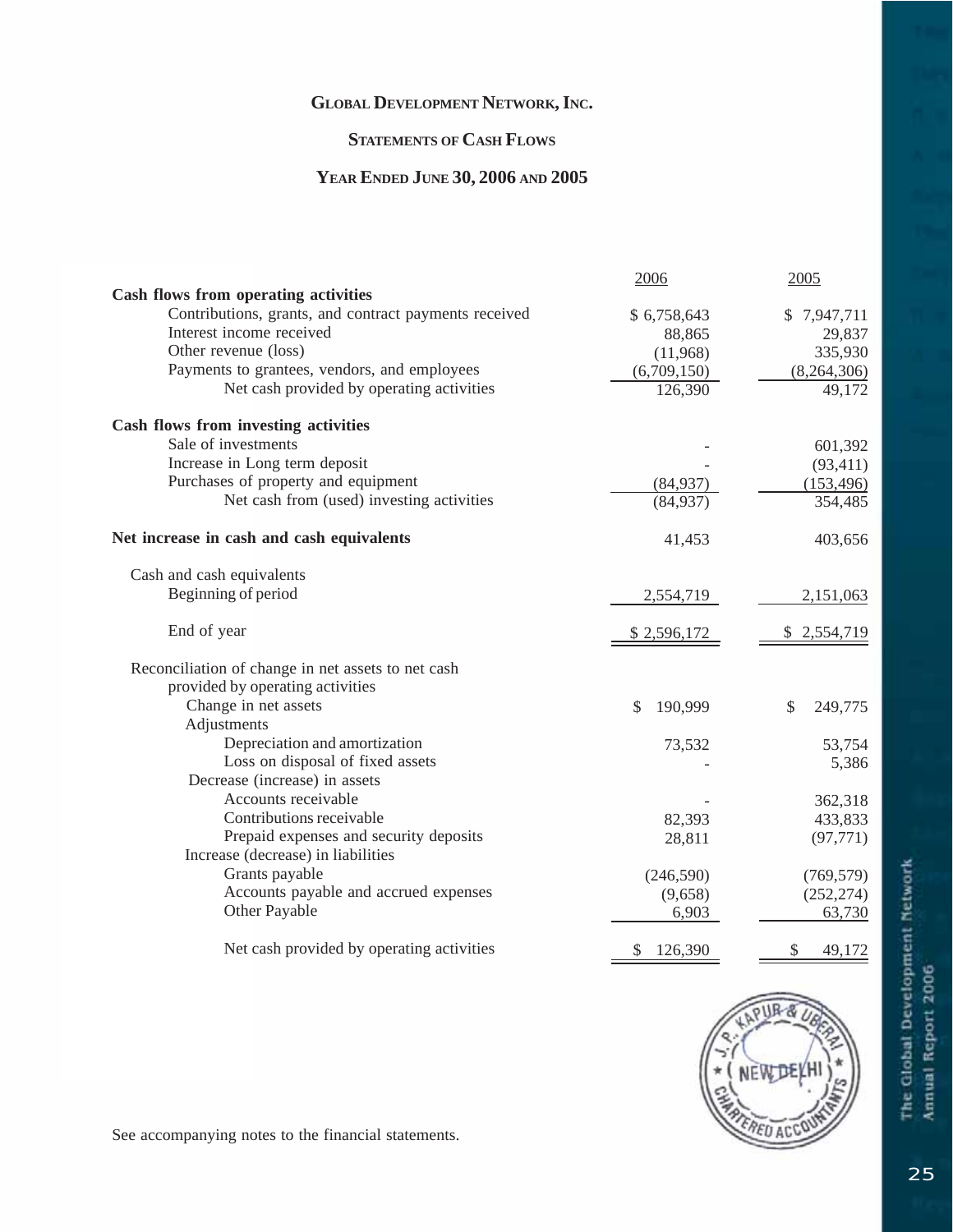# Global Development Network, Inc.

## Statements of Cash Flows

## Year Ended June 30, 2006 and 2005

| | 2006 | 2005 |
|---|---|---|
| **Cash flows from operating activities** | | |
| Contributions, grants, and contract payments received | $ 6,758,643 | $ 7,947,711 |
| Interest income received | 88,865 | 29,837 |
| Other revenue (loss) | (11,968) | 335,930 |
| Payments to grantees, vendors, and employees | (6,709,150) | (8,264,306) |
| Net cash provided by operating activities | 126,390 | 49,172 |
| **Cash flows from investing activities** | | |
| Sale of investments | - | 601,392 |
| Increase in Long term deposit | - | (93,411) |
| Purchases of property and equipment | (84,937) | (153,496) |
| Net cash from (used) investing activities | (84,937) | 354,485 |
| **Net increase in cash and cash equivalents** | 41,453 | 403,656 |
| Cash and cash equivalents | | |
| Beginning of period | 2,554,719 | 2,151,063 |
| End of year | $ 2,596,172 | $ 2,554,719 |
| Reconciliation of change in net assets to net cash provided by operating activities | | |
| Change in net assets | $ 190,999 | $ 249,775 |
| Adjustments | | |
| Depreciation and amortization | 73,532 | 53,754 |
| Loss on disposal of fixed assets | - | 5,386 |
| Decrease (increase) in assets | | |
| Accounts receivable | - | 362,318 |
| Contributions receivable | 82,393 | 433,833 |
| Prepaid expenses and security deposits | 28,811 | (97,771) |
| Increase (decrease) in liabilities | | |
| Grants payable | (246,590) | (769,579) |
| Accounts payable and accrued expenses | (9,658) | (252,274) |
| Other Payable | 6,903 | 63,730 |
| Net cash provided by operating activities | $ 126,390 | $ 49,172 |

See accompanying notes to the financial statements.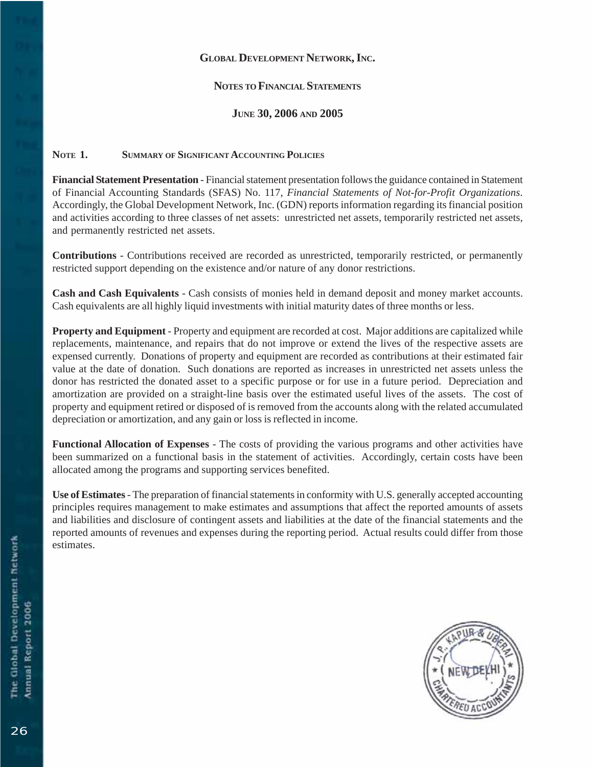# GLOBAL DEVELOPMENT NETWORK, INC.

## NOTES TO FINANCIAL STATEMENTS

## JUNE 30, 2006 AND 2005

### NOTE 1. SUMMARY OF SIGNIFICANT ACCOUNTING POLICIES

**Financial Statement Presentation** - Financial statement presentation follows the guidance contained in Statement of Financial Accounting Standards (SFAS) No. 117, *Financial Statements of Not-for-Profit Organizations*. Accordingly, the Global Development Network, Inc. (GDN) reports information regarding its financial position and activities according to three classes of net assets: unrestricted net assets, temporarily restricted net assets, and permanently restricted net assets.

**Contributions** - Contributions received are recorded as unrestricted, temporarily restricted, or permanently restricted support depending on the existence and/or nature of any donor restrictions.

**Cash and Cash Equivalents** - Cash consists of monies held in demand deposit and money market accounts. Cash equivalents are all highly liquid investments with initial maturity dates of three months or less.

**Property and Equipment** - Property and equipment are recorded at cost. Major additions are capitalized while replacements, maintenance, and repairs that do not improve or extend the lives of the respective assets are expensed currently. Donations of property and equipment are recorded as contributions at their estimated fair value at the date of donation. Such donations are reported as increases in unrestricted net assets unless the donor has restricted the donated asset to a specific purpose or for use in a future period. Depreciation and amortization are provided on a straight-line basis over the estimated useful lives of the assets. The cost of property and equipment retired or disposed of is removed from the accounts along with the related accumulated depreciation or amortization, and any gain or loss is reflected in income.

**Functional Allocation of Expenses** - The costs of providing the various programs and other activities have been summarized on a functional basis in the statement of activities. Accordingly, certain costs have been allocated among the programs and supporting services benefited.

**Use of Estimates** - The preparation of financial statements in conformity with U.S. generally accepted accounting principles requires management to make estimates and assumptions that affect the reported amounts of assets and liabilities and disclosure of contingent assets and liabilities at the date of the financial statements and the reported amounts of revenues and expenses during the reporting period. Actual results could differ from those estimates.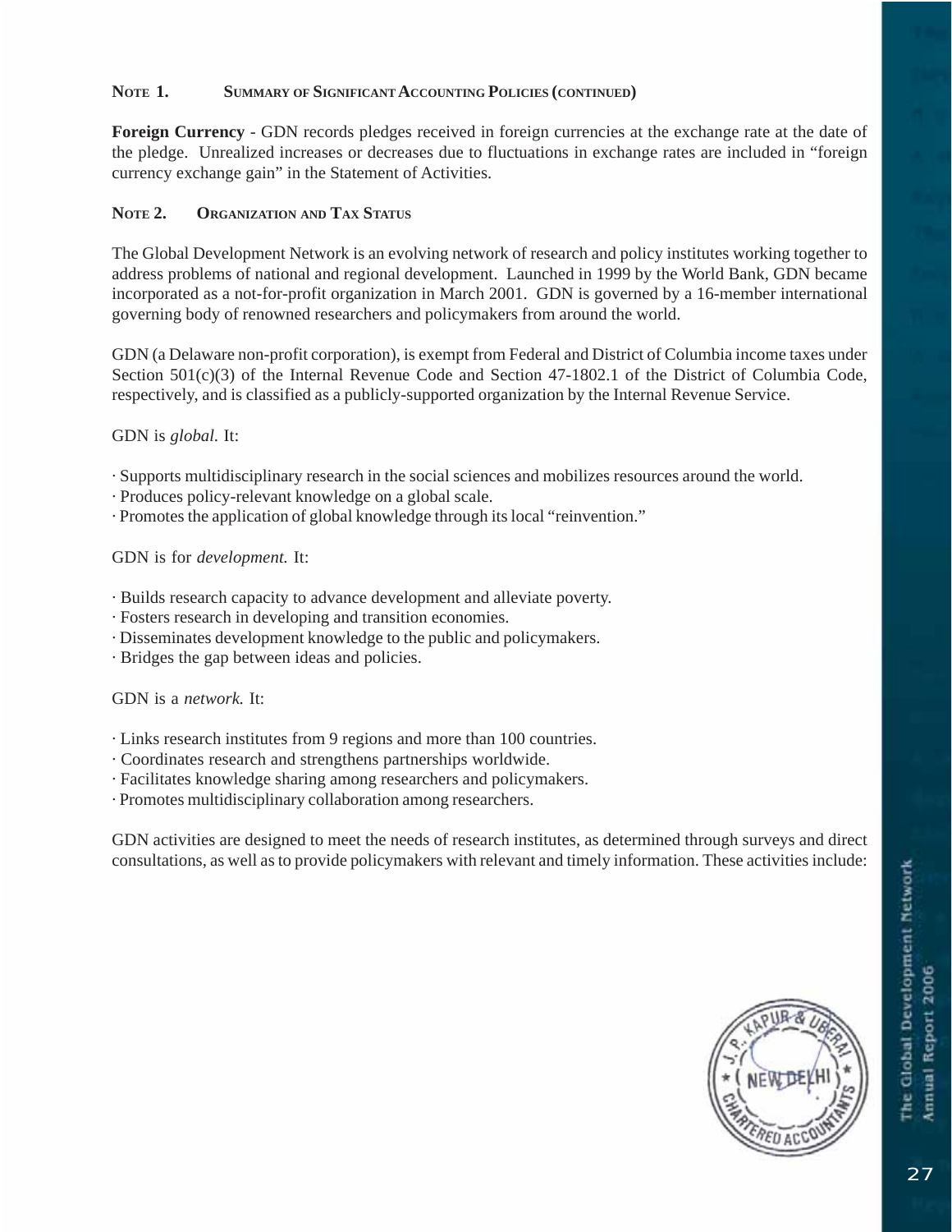### Note 1. Summary of Significant Accounting Policies (continued)

**Foreign Currency** - GDN records pledges received in foreign currencies at the exchange rate at the date of the pledge. Unrealized increases or decreases due to fluctuations in exchange rates are included in "foreign currency exchange gain" in the Statement of Activities.

### Note 2. Organization and Tax Status

The Global Development Network is an evolving network of research and policy institutes working together to address problems of national and regional development. Launched in 1999 by the World Bank, GDN became incorporated as a not-for-profit organization in March 2001. GDN is governed by a 16-member international governing body of renowned researchers and policymakers from around the world.

GDN (a Delaware non-profit corporation), is exempt from Federal and District of Columbia income taxes under Section 501(c)(3) of the Internal Revenue Code and Section 47-1802.1 of the District of Columbia Code, respectively, and is classified as a publicly-supported organization by the Internal Revenue Service.

GDN is *global.* It:

· Supports multidisciplinary research in the social sciences and mobilizes resources around the world.
· Produces policy-relevant knowledge on a global scale.
· Promotes the application of global knowledge through its local "reinvention."

GDN is for *development.* It:

· Builds research capacity to advance development and alleviate poverty.
· Fosters research in developing and transition economies.
· Disseminates development knowledge to the public and policymakers.
· Bridges the gap between ideas and policies.

GDN is a *network.* It:

· Links research institutes from 9 regions and more than 100 countries.
· Coordinates research and strengthens partnerships worldwide.
· Facilitates knowledge sharing among researchers and policymakers.
· Promotes multidisciplinary collaboration among researchers.

GDN activities are designed to meet the needs of research institutes, as determined through surveys and direct consultations, as well as to provide policymakers with relevant and timely information. These activities include: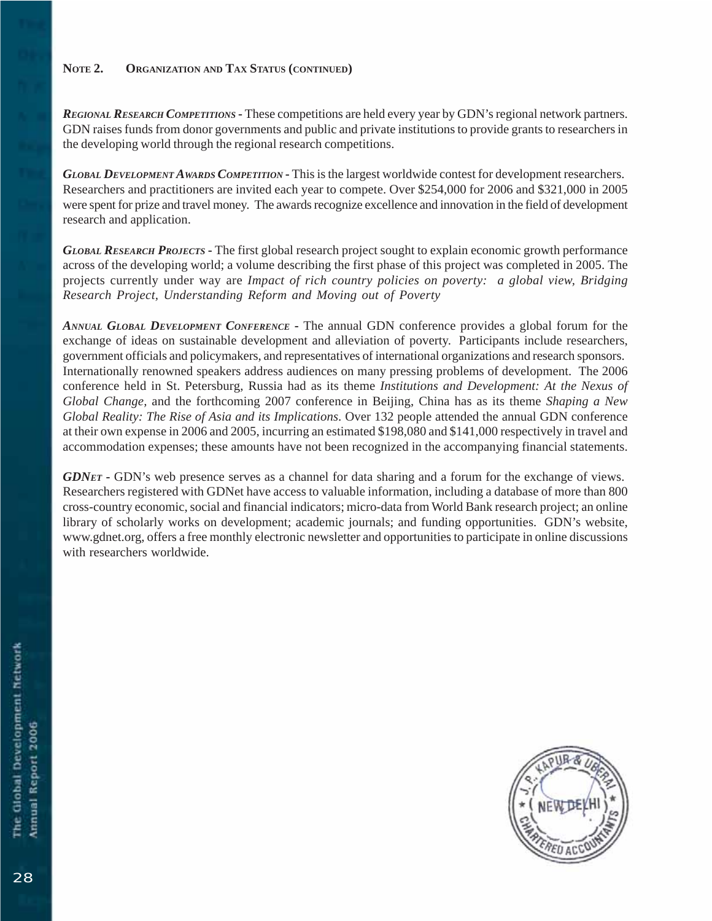**NOTE 2. ORGANIZATION AND TAX STATUS (CONTINUED)**

***REGIONAL RESEARCH COMPETITIONS* -** These competitions are held every year by GDN's regional network partners. GDN raises funds from donor governments and public and private institutions to provide grants to researchers in the developing world through the regional research competitions.

***GLOBAL DEVELOPMENT AWARDS COMPETITION* -** This is the largest worldwide contest for development researchers. Researchers and practitioners are invited each year to compete. Over $254,000 for 2006 and $321,000 in 2005 were spent for prize and travel money. The awards recognize excellence and innovation in the field of development research and application.

***GLOBAL RESEARCH PROJECTS* -** The first global research project sought to explain economic growth performance across of the developing world; a volume describing the first phase of this project was completed in 2005. The projects currently under way are *Impact of rich country policies on poverty: a global view, Bridging Research Project, Understanding Reform and Moving out of Poverty*

***ANNUAL GLOBAL DEVELOPMENT CONFERENCE* -** The annual GDN conference provides a global forum for the exchange of ideas on sustainable development and alleviation of poverty. Participants include researchers, government officials and policymakers, and representatives of international organizations and research sponsors. Internationally renowned speakers address audiences on many pressing problems of development. The 2006 conference held in St. Petersburg, Russia had as its theme *Institutions and Development: At the Nexus of Global Change*, and the forthcoming 2007 conference in Beijing, China has as its theme *Shaping a New Global Reality: The Rise of Asia and its Implications*. Over 132 people attended the annual GDN conference at their own expense in 2006 and 2005, incurring an estimated $198,080 and $141,000 respectively in travel and accommodation expenses; these amounts have not been recognized in the accompanying financial statements.

***GDNET* -** GDN's web presence serves as a channel for data sharing and a forum for the exchange of views. Researchers registered with GDNet have access to valuable information, including a database of more than 800 cross-country economic, social and financial indicators; micro-data from World Bank research project; an online library of scholarly works on development; academic journals; and funding opportunities. GDN's website, www.gdnet.org, offers a free monthly electronic newsletter and opportunities to participate in online discussions with researchers worldwide.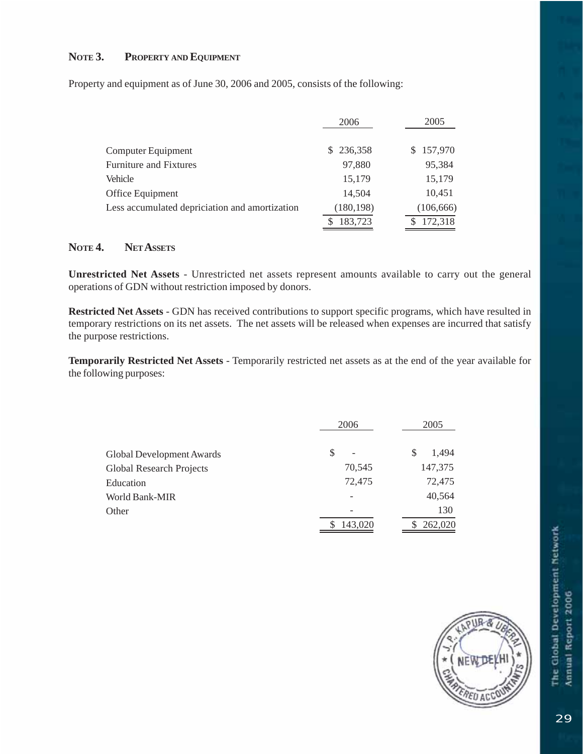## NOTE 3. PROPERTY AND EQUIPMENT

Property and equipment as of June 30, 2006 and 2005, consists of the following:

| | 2006 | 2005 |
|---|---|---|
| Computer Equipment | $ 236,358 | $ 157,970 |
| Furniture and Fixtures | 97,880 | 95,384 |
| Vehicle | 15,179 | 15,179 |
| Office Equipment | 14,504 | 10,451 |
| Less accumulated depriciation and amortization | (180,198) | (106,666) |
| | $ 183,723 | $ 172,318 |

## NOTE 4. NET ASSETS

**Unrestricted Net Assets** - Unrestricted net assets represent amounts available to carry out the general operations of GDN without restriction imposed by donors.

**Restricted Net Assets** - GDN has received contributions to support specific programs, which have resulted in temporary restrictions on its net assets. The net assets will be released when expenses are incurred that satisfy the purpose restrictions.

**Temporarily Restricted Net Assets** - Temporarily restricted net assets as at the end of the year available for the following purposes:

| | 2006 | 2005 |
|---|---|---|
| Global Development Awards | $ - | $ 1,494 |
| Global Research Projects | 70,545 | 147,375 |
| Education | 72,475 | 72,475 |
| World Bank-MIR | - | 40,564 |
| Other | - | 130 |
| | $ 143,020 | $ 262,020 |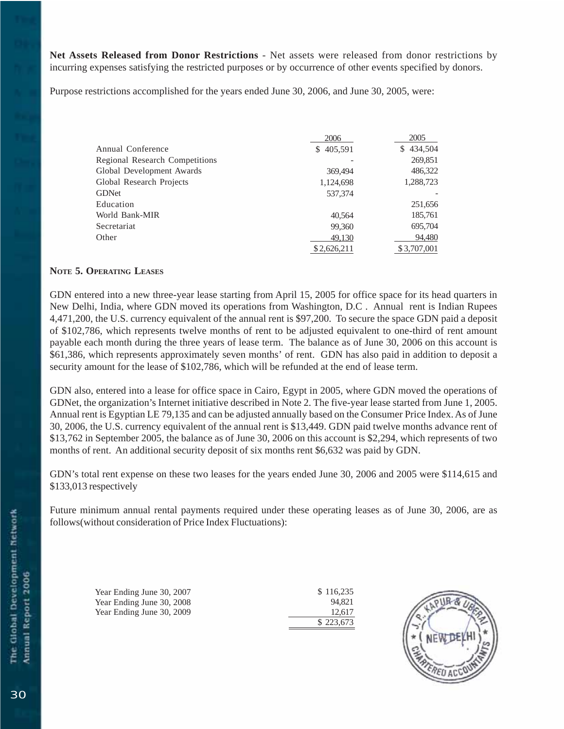**Net Assets Released from Donor Restrictions** - Net assets were released from donor restrictions by incurring expenses satisfying the restricted purposes or by occurrence of other events specified by donors.

Purpose restrictions accomplished for the years ended June 30, 2006, and June 30, 2005, were:

| | 2006 | 2005 |
|---|---|---|
| Annual Conference | $ 405,591 | $ 434,504 |
| Regional Research Competitions | - | 269,851 |
| Global Development Awards | 369,494 | 486,322 |
| Global Research Projects | 1,124,698 | 1,288,723 |
| GDNet | 537,374 | - |
| Education | | 251,656 |
| World Bank-MIR | 40,564 | 185,761 |
| Secretariat | 99,360 | 695,704 |
| Other | 49,130 | 94,480 |
| | $ 2,626,211 | $ 3,707,001 |

### NOTE 5. OPERATING LEASES

GDN entered into a new three-year lease starting from April 15, 2005 for office space for its head quarters in New Delhi, India, where GDN moved its operations from Washington, D.C . Annual rent is Indian Rupees 4,471,200, the U.S. currency equivalent of the annual rent is $97,200. To secure the space GDN paid a deposit of $102,786, which represents twelve months of rent to be adjusted equivalent to one-third of rent amount payable each month during the three years of lease term. The balance as of June 30, 2006 on this account is $61,386, which represents approximately seven months' of rent. GDN has also paid in addition to deposit a security amount for the lease of $102,786, which will be refunded at the end of lease term.

GDN also, entered into a lease for office space in Cairo, Egypt in 2005, where GDN moved the operations of GDNet, the organization's Internet initiative described in Note 2. The five-year lease started from June 1, 2005. Annual rent is Egyptian LE 79,135 and can be adjusted annually based on the Consumer Price Index. As of June 30, 2006, the U.S. currency equivalent of the annual rent is $13,449. GDN paid twelve months advance rent of $13,762 in September 2005, the balance as of June 30, 2006 on this account is $2,294, which represents of two months of rent. An additional security deposit of six months rent $6,632 was paid by GDN.

GDN's total rent expense on these two leases for the years ended June 30, 2006 and 2005 were $114,615 and $133,013 respectively

Future minimum annual rental payments required under these operating leases as of June 30, 2006, are as follows(without consideration of Price Index Fluctuations):

| | |
|---|---|
| Year Ending June 30, 2007 | $ 116,235 |
| Year Ending June 30, 2008 | 94,821 |
| Year Ending June 30, 2009 | 12,617 |
| | $ 223,673 |

J. P. KAPUR & UBERAI NEW DELHI CHARTERED ACCOUNTANTS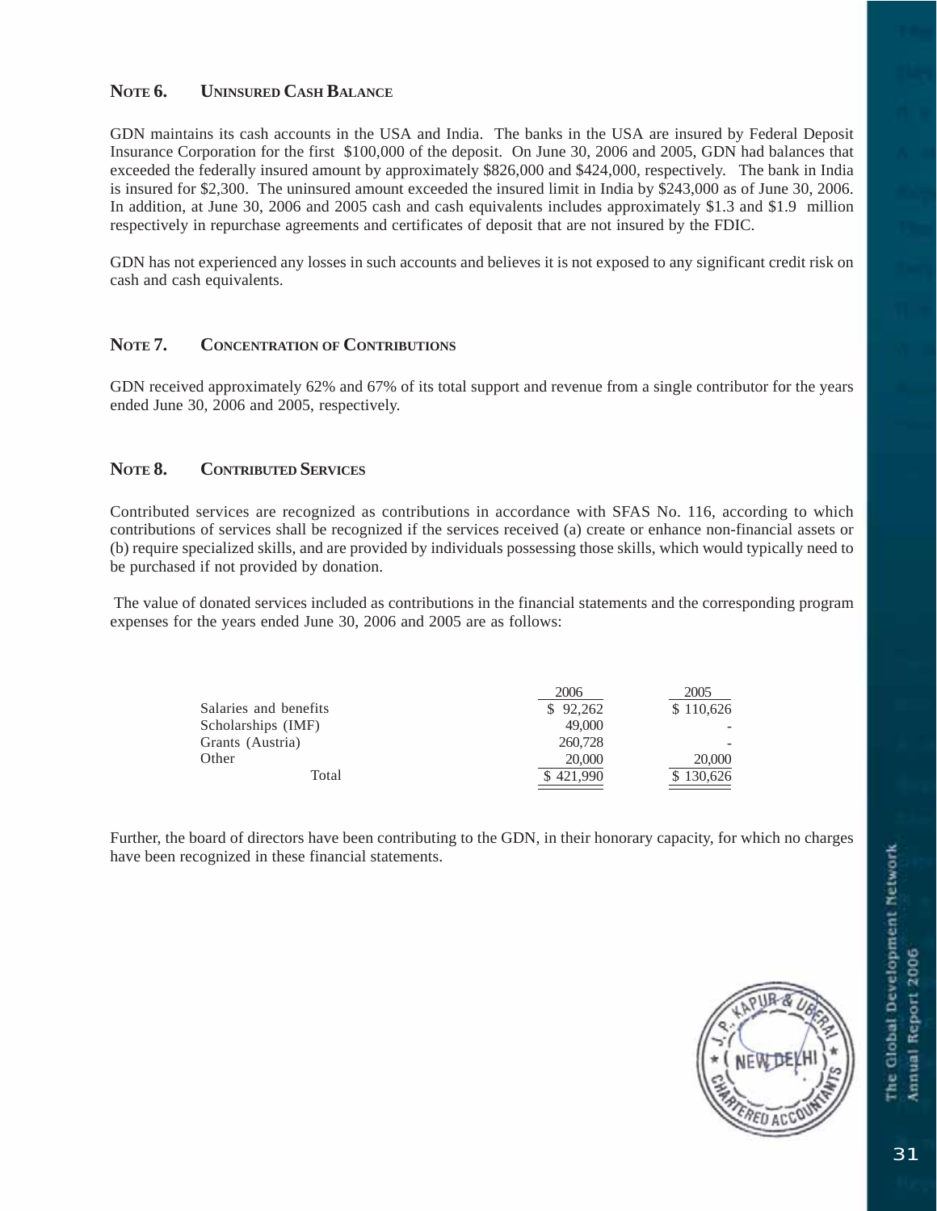## Note 6. Uninsured Cash Balance

GDN maintains its cash accounts in the USA and India. The banks in the USA are insured by Federal Deposit Insurance Corporation for the first $100,000 of the deposit. On June 30, 2006 and 2005, GDN had balances that exceeded the federally insured amount by approximately $826,000 and $424,000, respectively. The bank in India is insured for $2,300. The uninsured amount exceeded the insured limit in India by $243,000 as of June 30, 2006. In addition, at June 30, 2006 and 2005 cash and cash equivalents includes approximately $1.3 and $1.9 million respectively in repurchase agreements and certificates of deposit that are not insured by the FDIC.

GDN has not experienced any losses in such accounts and believes it is not exposed to any significant credit risk on cash and cash equivalents.

## Note 7. Concentration of Contributions

GDN received approximately 62% and 67% of its total support and revenue from a single contributor for the years ended June 30, 2006 and 2005, respectively.

## Note 8. Contributed Services

Contributed services are recognized as contributions in accordance with SFAS No. 116, according to which contributions of services shall be recognized if the services received (a) create or enhance non-financial assets or (b) require specialized skills, and are provided by individuals possessing those skills, which would typically need to be purchased if not provided by donation.

The value of donated services included as contributions in the financial statements and the corresponding program expenses for the years ended June 30, 2006 and 2005 are as follows:

| | 2006 | 2005 |
|---|---|---|
| Salaries and benefits | $ 92,262 | $ 110,626 |
| Scholarships (IMF) | 49,000 | - |
| Grants (Austria) | 260,728 | - |
| Other | 20,000 | 20,000 |
| Total | $ 421,990 | $ 130,626 |

Further, the board of directors have been contributing to the GDN, in their honorary capacity, for which no charges have been recognized in these financial statements.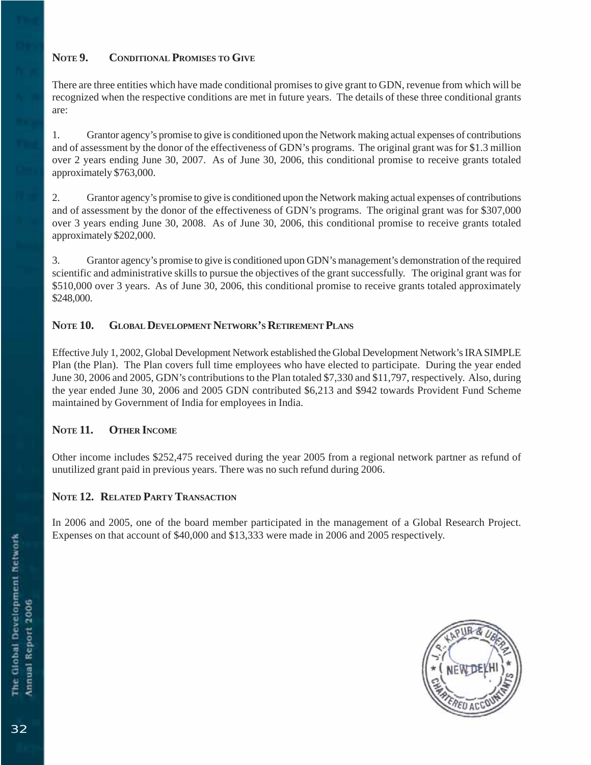## Note 9. Conditional Promises to Give

There are three entities which have made conditional promises to give grant to GDN, revenue from which will be recognized when the respective conditions are met in future years. The details of these three conditional grants are:

1. Grantor agency's promise to give is conditioned upon the Network making actual expenses of contributions and of assessment by the donor of the effectiveness of GDN's programs. The original grant was for $1.3 million over 2 years ending June 30, 2007. As of June 30, 2006, this conditional promise to receive grants totaled approximately $763,000.

2. Grantor agency's promise to give is conditioned upon the Network making actual expenses of contributions and of assessment by the donor of the effectiveness of GDN's programs. The original grant was for $307,000 over 3 years ending June 30, 2008. As of June 30, 2006, this conditional promise to receive grants totaled approximately $202,000.

3. Grantor agency's promise to give is conditioned upon GDN's management's demonstration of the required scientific and administrative skills to pursue the objectives of the grant successfully. The original grant was for $510,000 over 3 years. As of June 30, 2006, this conditional promise to receive grants totaled approximately $248,000.

## Note 10. Global Development Network's Retirement Plans

Effective July 1, 2002, Global Development Network established the Global Development Network's IRA SIMPLE Plan (the Plan). The Plan covers full time employees who have elected to participate. During the year ended June 30, 2006 and 2005, GDN's contributions to the Plan totaled $7,330 and $11,797, respectively. Also, during the year ended June 30, 2006 and 2005 GDN contributed $6,213 and $942 towards Provident Fund Scheme maintained by Government of India for employees in India.

## Note 11. Other Income

Other income includes $252,475 received during the year 2005 from a regional network partner as refund of unutilized grant paid in previous years. There was no such refund during 2006.

## Note 12. Related Party Transaction

In 2006 and 2005, one of the board member participated in the management of a Global Research Project. Expenses on that account of $40,000 and $13,333 were made in 2006 and 2005 respectively.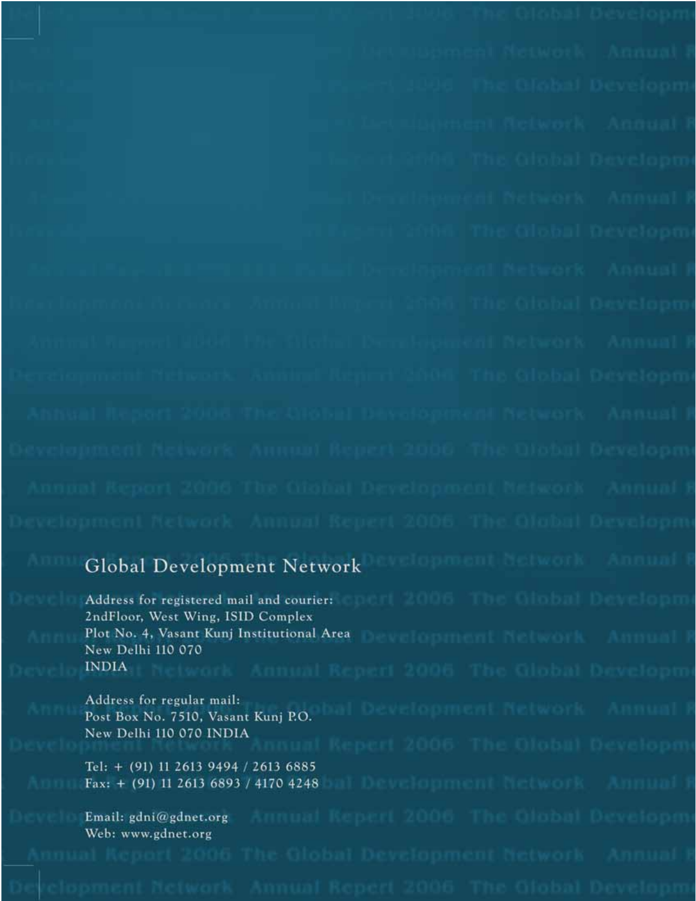Global Development Network

Address for registered mail and courier:
2ndFloor, West Wing, ISID Complex
Plot No. 4, Vasant Kunj Institutional Area
New Delhi 110 070
INDIA

Address for regular mail:
Post Box No. 7510, Vasant Kunj P.O.
New Delhi 110 070 INDIA

Tel: + (91) 11 2613 9494 / 2613 6885
Fax: + (91) 11 2613 6893 / 4170 4248

Email: gdni@gdnet.org
Web: www.gdnet.org